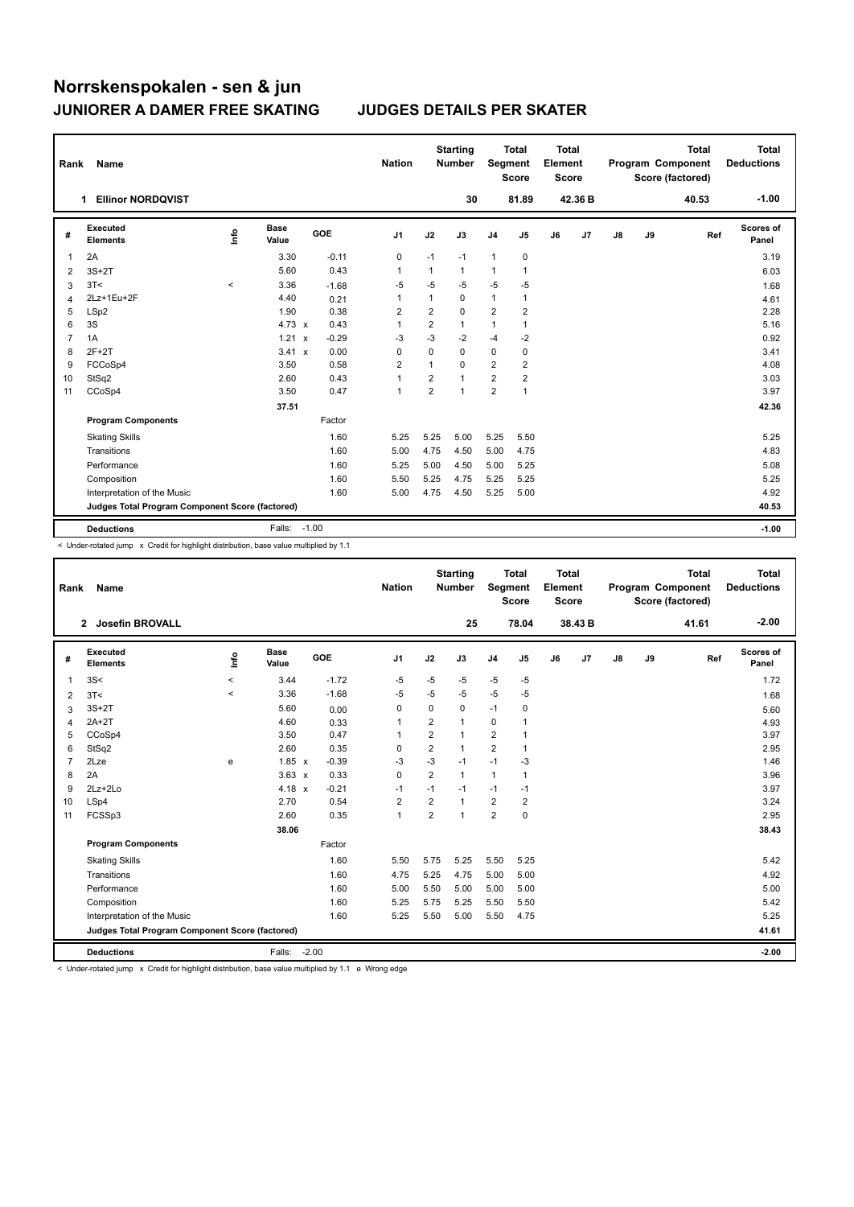# Norrskenspokalen - sen & jun

## JUNIORER A DAMER FREE SKATING — JUDGES DETAILS PER SKATER

| Rank | Name | Nation | Starting Number | Total Segment Score | Total Element Score | Total Program Component Score (factored) | Total Deductions |
|---|---|---|---|---|---|---|---|
| 1 | Ellinor NORDQVIST | | 30 | 81.89 | 42.36 B | 40.53 | -1.00 |

| # | Executed Elements | Info | Base Value | | GOE | J1 | J2 | J3 | J4 | J5 | J6 | J7 | J8 | J9 | Ref | Scores of Panel |
|---|---|---|---|---|---|---|---|---|---|---|---|---|---|---|---|---|
| 1 | 2A | | 3.30 | | -0.11 | 0 | -1 | -1 | 1 | 0 | | | | | | 3.19 |
| 2 | 3S+2T | | 5.60 | | 0.43 | 1 | 1 | 1 | 1 | 1 | | | | | | 6.03 |
| 3 | 3T< | < | 3.36 | | -1.68 | -5 | -5 | -5 | -5 | -5 | | | | | | 1.68 |
| 4 | 2Lz+1Eu+2F | | 4.40 | | 0.21 | 1 | 1 | 0 | 1 | 1 | | | | | | 4.61 |
| 5 | LSp2 | | 1.90 | | 0.38 | 2 | 2 | 0 | 2 | 2 | | | | | | 2.28 |
| 6 | 3S | | 4.73 | x | 0.43 | 1 | 2 | 1 | 1 | 1 | | | | | | 5.16 |
| 7 | 1A | | 1.21 | x | -0.29 | -3 | -3 | -2 | -4 | -2 | | | | | | 0.92 |
| 8 | 2F+2T | | 3.41 | x | 0.00 | 0 | 0 | 0 | 0 | 0 | | | | | | 3.41 |
| 9 | FCCoSp4 | | 3.50 | | 0.58 | 2 | 1 | 0 | 2 | 2 | | | | | | 4.08 |
| 10 | StSq2 | | 2.60 | | 0.43 | 1 | 2 | 1 | 2 | 2 | | | | | | 3.03 |
| 11 | CCoSp4 | | 3.50 | | 0.47 | 1 | 2 | 1 | 2 | 1 | | | | | | 3.97 |
| | | | 37.51 | | | | | | | | | | | | | 42.36 |
| | **Program Components** | | | | Factor | | | | | | | | | | | |
| | Skating Skills | | | | 1.60 | 5.25 | 5.25 | 5.00 | 5.25 | 5.50 | | | | | | 5.25 |
| | Transitions | | | | 1.60 | 5.00 | 4.75 | 4.50 | 5.00 | 4.75 | | | | | | 4.83 |
| | Performance | | | | 1.60 | 5.25 | 5.00 | 4.50 | 5.00 | 5.25 | | | | | | 5.08 |
| | Composition | | | | 1.60 | 5.50 | 5.25 | 4.75 | 5.25 | 5.25 | | | | | | 5.25 |
| | Interpretation of the Music | | | | 1.60 | 5.00 | 4.75 | 4.50 | 5.25 | 5.00 | | | | | | 4.92 |
| | **Judges Total Program Component Score (factored)** | | | | | | | | | | | | | | | 40.53 |
| | **Deductions** | | Falls: | | -1.00 | | | | | | | | | | | -1.00 |

< Under-rotated jump x Credit for highlight distribution, base value multiplied by 1.1

| Rank | Name | Nation | Starting Number | Total Segment Score | Total Element Score | Total Program Component Score (factored) | Total Deductions |
|---|---|---|---|---|---|---|---|
| 2 | Josefin BROVALL | | 25 | 78.04 | 38.43 B | 41.61 | -2.00 |

| # | Executed Elements | Info | Base Value | | GOE | J1 | J2 | J3 | J4 | J5 | J6 | J7 | J8 | J9 | Ref | Scores of Panel |
|---|---|---|---|---|---|---|---|---|---|---|---|---|---|---|---|---|
| 1 | 3S< | < | 3.44 | | -1.72 | -5 | -5 | -5 | -5 | -5 | | | | | | 1.72 |
| 2 | 3T< | < | 3.36 | | -1.68 | -5 | -5 | -5 | -5 | -5 | | | | | | 1.68 |
| 3 | 3S+2T | | 5.60 | | 0.00 | 0 | 0 | 0 | -1 | 0 | | | | | | 5.60 |
| 4 | 2A+2T | | 4.60 | | 0.33 | 1 | 2 | 1 | 0 | 1 | | | | | | 4.93 |
| 5 | CCoSp4 | | 3.50 | | 0.47 | 1 | 2 | 1 | 2 | 1 | | | | | | 3.97 |
| 6 | StSq2 | | 2.60 | | 0.35 | 0 | 2 | 1 | 2 | 1 | | | | | | 2.95 |
| 7 | 2Lze | e | 1.85 | x | -0.39 | -3 | -3 | -1 | -1 | -3 | | | | | | 1.46 |
| 8 | 2A | | 3.63 | x | 0.33 | 0 | 2 | 1 | 1 | 1 | | | | | | 3.96 |
| 9 | 2Lz+2Lo | | 4.18 | x | -0.21 | -1 | -1 | -1 | -1 | -1 | | | | | | 3.97 |
| 10 | LSp4 | | 2.70 | | 0.54 | 2 | 2 | 1 | 2 | 2 | | | | | | 3.24 |
| 11 | FCSSp3 | | 2.60 | | 0.35 | 1 | 2 | 1 | 2 | 0 | | | | | | 2.95 |
| | | | 38.06 | | | | | | | | | | | | | 38.43 |
| | **Program Components** | | | | Factor | | | | | | | | | | | |
| | Skating Skills | | | | 1.60 | 5.50 | 5.75 | 5.25 | 5.50 | 5.25 | | | | | | 5.42 |
| | Transitions | | | | 1.60 | 4.75 | 5.25 | 4.75 | 5.00 | 5.00 | | | | | | 4.92 |
| | Performance | | | | 1.60 | 5.00 | 5.50 | 5.00 | 5.00 | 5.00 | | | | | | 5.00 |
| | Composition | | | | 1.60 | 5.25 | 5.75 | 5.25 | 5.50 | 5.50 | | | | | | 5.42 |
| | Interpretation of the Music | | | | 1.60 | 5.25 | 5.50 | 5.00 | 5.50 | 4.75 | | | | | | 5.25 |
| | **Judges Total Program Component Score (factored)** | | | | | | | | | | | | | | | 41.61 |
| | **Deductions** | | Falls: | | -2.00 | | | | | | | | | | | -2.00 |

< Under-rotated jump x Credit for highlight distribution, base value multiplied by 1.1 e Wrong edge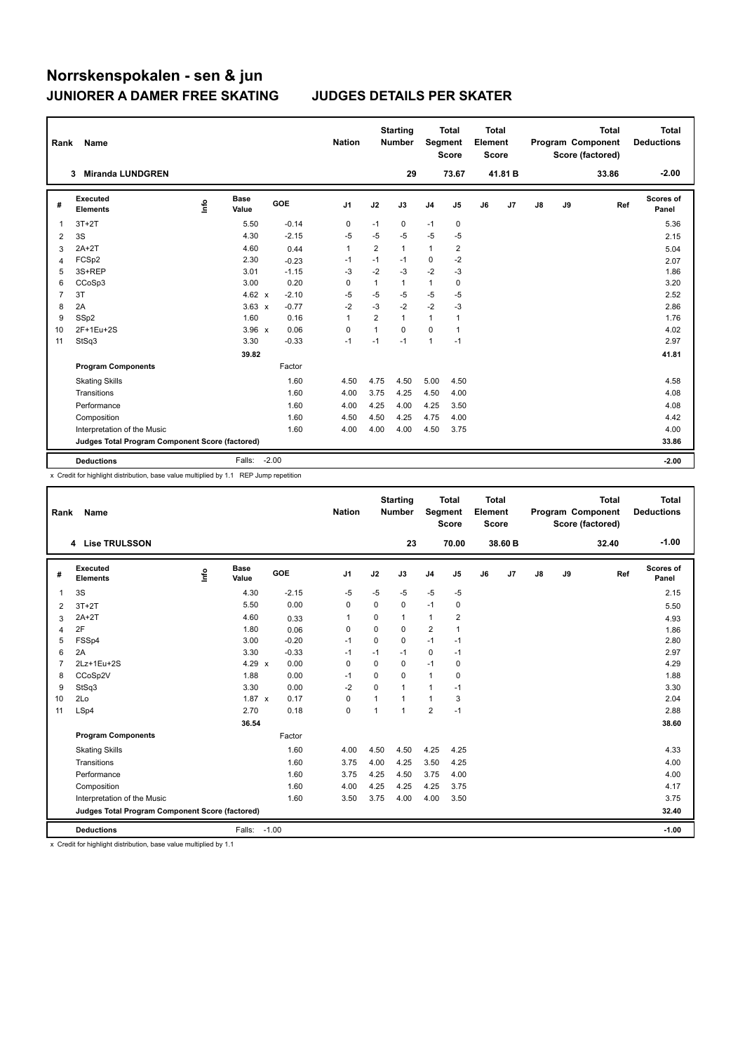# Norrskenspokalen - sen & jun

## JUNIORER A DAMER FREE SKATING — JUDGES DETAILS PER SKATER

| Rank | Name | Nation | Starting Number | Total Segment Score | Total Element Score | Total Program Component Score (factored) | Total Deductions |
|---|---|---|---|---|---|---|---|
| 3 | Miranda LUNDGREN | | 29 | 73.67 | 41.81 B | 33.86 | -2.00 |

| # | Executed Elements | Info | Base Value | | GOE | J1 | J2 | J3 | J4 | J5 | J6 | J7 | J8 | J9 | Ref | Scores of Panel |
|---|---|---|---|---|---|---|---|---|---|---|---|---|---|---|---|---|
| 1 | 3T+2T | | 5.50 | | -0.14 | 0 | -1 | 0 | -1 | 0 | | | | | | 5.36 |
| 2 | 3S | | 4.30 | | -2.15 | -5 | -5 | -5 | -5 | -5 | | | | | | 2.15 |
| 3 | 2A+2T | | 4.60 | | 0.44 | 1 | 2 | 1 | 1 | 2 | | | | | | 5.04 |
| 4 | FCSp2 | | 2.30 | | -0.23 | -1 | -1 | -1 | 0 | -2 | | | | | | 2.07 |
| 5 | 3S+REP | | 3.01 | | -1.15 | -3 | -2 | -3 | -2 | -3 | | | | | | 1.86 |
| 6 | CCoSp3 | | 3.00 | | 0.20 | 0 | 1 | 1 | 1 | 0 | | | | | | 3.20 |
| 7 | 3T | | 4.62 | x | -2.10 | -5 | -5 | -5 | -5 | -5 | | | | | | 2.52 |
| 8 | 2A | | 3.63 | x | -0.77 | -2 | -3 | -2 | -2 | -3 | | | | | | 2.86 |
| 9 | SSp2 | | 1.60 | | 0.16 | 1 | 2 | 1 | 1 | 1 | | | | | | 1.76 |
| 10 | 2F+1Eu+2S | | 3.96 | x | 0.06 | 0 | 1 | 0 | 0 | 1 | | | | | | 4.02 |
| 11 | StSq3 | | 3.30 | | -0.33 | -1 | -1 | -1 | 1 | -1 | | | | | | 2.97 |
| | | | 39.82 | | | | | | | | | | | | | 41.81 |
| | **Program Components** | | | | Factor | | | | | | | | | | | |
| | Skating Skills | | | | 1.60 | 4.50 | 4.75 | 4.50 | 5.00 | 4.50 | | | | | | 4.58 |
| | Transitions | | | | 1.60 | 4.00 | 3.75 | 4.25 | 4.50 | 4.00 | | | | | | 4.08 |
| | Performance | | | | 1.60 | 4.00 | 4.25 | 4.00 | 4.25 | 3.50 | | | | | | 4.08 |
| | Composition | | | | 1.60 | 4.50 | 4.50 | 4.25 | 4.75 | 4.00 | | | | | | 4.42 |
| | Interpretation of the Music | | | | 1.60 | 4.00 | 4.00 | 4.00 | 4.50 | 3.75 | | | | | | 4.00 |
| | **Judges Total Program Component Score (factored)** | | | | | | | | | | | | | | | 33.86 |
| | **Deductions** | | Falls: | | -2.00 | | | | | | | | | | | -2.00 |

x Credit for highlight distribution, base value multiplied by 1.1 REP Jump repetition

| Rank | Name | Nation | Starting Number | Total Segment Score | Total Element Score | Total Program Component Score (factored) | Total Deductions |
|---|---|---|---|---|---|---|---|
| 4 | Lise TRULSSON | | 23 | 70.00 | 38.60 B | 32.40 | -1.00 |

| # | Executed Elements | Info | Base Value | | GOE | J1 | J2 | J3 | J4 | J5 | J6 | J7 | J8 | J9 | Ref | Scores of Panel |
|---|---|---|---|---|---|---|---|---|---|---|---|---|---|---|---|---|
| 1 | 3S | | 4.30 | | -2.15 | -5 | -5 | -5 | -5 | -5 | | | | | | 2.15 |
| 2 | 3T+2T | | 5.50 | | 0.00 | 0 | 0 | 0 | -1 | 0 | | | | | | 5.50 |
| 3 | 2A+2T | | 4.60 | | 0.33 | 1 | 0 | 1 | 1 | 2 | | | | | | 4.93 |
| 4 | 2F | | 1.80 | | 0.06 | 0 | 0 | 0 | 2 | 1 | | | | | | 1.86 |
| 5 | FSSp4 | | 3.00 | | -0.20 | -1 | 0 | 0 | -1 | -1 | | | | | | 2.80 |
| 6 | 2A | | 3.30 | | -0.33 | -1 | -1 | -1 | 0 | -1 | | | | | | 2.97 |
| 7 | 2Lz+1Eu+2S | | 4.29 | x | 0.00 | 0 | 0 | 0 | -1 | 0 | | | | | | 4.29 |
| 8 | CCoSp2V | | 1.88 | | 0.00 | -1 | 0 | 0 | 1 | 0 | | | | | | 1.88 |
| 9 | StSq3 | | 3.30 | | 0.00 | -2 | 0 | 1 | 1 | -1 | | | | | | 3.30 |
| 10 | 2Lo | | 1.87 | x | 0.17 | 0 | 1 | 1 | 1 | 3 | | | | | | 2.04 |
| 11 | LSp4 | | 2.70 | | 0.18 | 0 | 1 | 1 | 2 | -1 | | | | | | 2.88 |
| | | | 36.54 | | | | | | | | | | | | | 38.60 |
| | **Program Components** | | | | Factor | | | | | | | | | | | |
| | Skating Skills | | | | 1.60 | 4.00 | 4.50 | 4.50 | 4.25 | 4.25 | | | | | | 4.33 |
| | Transitions | | | | 1.60 | 3.75 | 4.00 | 4.25 | 3.50 | 4.25 | | | | | | 4.00 |
| | Performance | | | | 1.60 | 3.75 | 4.25 | 4.50 | 3.75 | 4.00 | | | | | | 4.00 |
| | Composition | | | | 1.60 | 4.00 | 4.25 | 4.25 | 4.25 | 3.75 | | | | | | 4.17 |
| | Interpretation of the Music | | | | 1.60 | 3.50 | 3.75 | 4.00 | 4.00 | 3.50 | | | | | | 3.75 |
| | **Judges Total Program Component Score (factored)** | | | | | | | | | | | | | | | 32.40 |
| | **Deductions** | | Falls: | | -1.00 | | | | | | | | | | | -1.00 |

x Credit for highlight distribution, base value multiplied by 1.1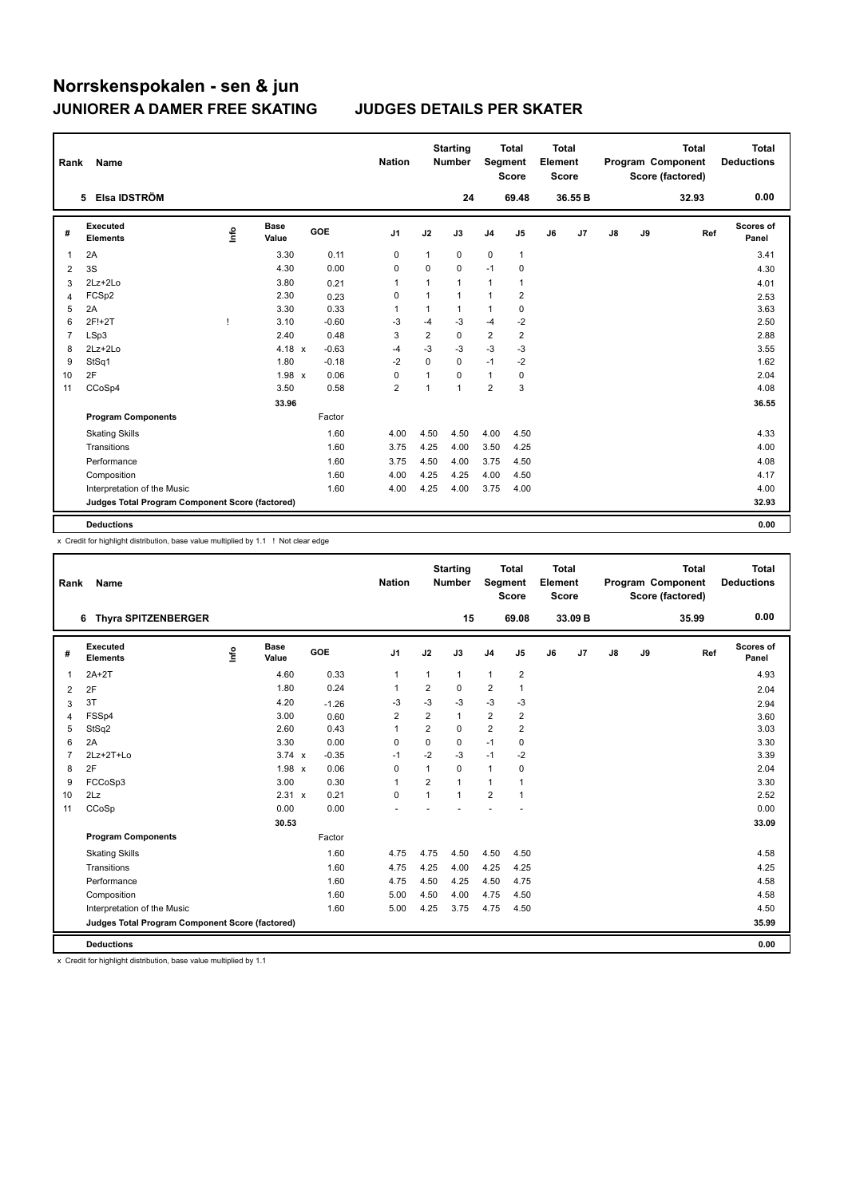# Norrskenspokalen - sen & jun

## JUNIORER A DAMER FREE SKATING JUDGES DETAILS PER SKATER

| Rank | Name | Nation | Starting Number | Total Segment Score | Total Element Score | Total Program Component Score (factored) | Total Deductions |
|---|---|---|---|---|---|---|---|
| 5 | Elsa IDSTRÖM | | 24 | 69.48 | 36.55 B | 32.93 | 0.00 |

| # | Executed Elements | Info | Base Value | | GOE | J1 | J2 | J3 | J4 | J5 | J6 | J7 | J8 | J9 | Ref | Scores of Panel |
|---|---|---|---|---|---|---|---|---|---|---|---|---|---|---|---|---|
| 1 | 2A | | 3.30 | | 0.11 | 0 | 1 | 0 | 0 | 1 | | | | | | 3.41 |
| 2 | 3S | | 4.30 | | 0.00 | 0 | 0 | 0 | -1 | 0 | | | | | | 4.30 |
| 3 | 2Lz+2Lo | | 3.80 | | 0.21 | 1 | 1 | 1 | 1 | 1 | | | | | | 4.01 |
| 4 | FCSp2 | | 2.30 | | 0.23 | 0 | 1 | 1 | 1 | 2 | | | | | | 2.53 |
| 5 | 2A | | 3.30 | | 0.33 | 1 | 1 | 1 | 1 | 0 | | | | | | 3.63 |
| 6 | 2F!+2T | ! | 3.10 | | -0.60 | -3 | -4 | -3 | -4 | -2 | | | | | | 2.50 |
| 7 | LSp3 | | 2.40 | | 0.48 | 3 | 2 | 0 | 2 | 2 | | | | | | 2.88 |
| 8 | 2Lz+2Lo | | 4.18 | x | -0.63 | -4 | -3 | -3 | -3 | -3 | | | | | | 3.55 |
| 9 | StSq1 | | 1.80 | | -0.18 | -2 | 0 | 0 | -1 | -2 | | | | | | 1.62 |
| 10 | 2F | | 1.98 | x | 0.06 | 0 | 1 | 0 | 1 | 0 | | | | | | 2.04 |
| 11 | CCoSp4 | | 3.50 | | 0.58 | 2 | 1 | 1 | 2 | 3 | | | | | | 4.08 |
| | | | 33.96 | | | | | | | | | | | | | 36.55 |
| | **Program Components** | | | | Factor | | | | | | | | | | | |
| | Skating Skills | | | | 1.60 | 4.00 | 4.50 | 4.50 | 4.00 | 4.50 | | | | | | 4.33 |
| | Transitions | | | | 1.60 | 3.75 | 4.25 | 4.00 | 3.50 | 4.25 | | | | | | 4.00 |
| | Performance | | | | 1.60 | 3.75 | 4.50 | 4.00 | 3.75 | 4.50 | | | | | | 4.08 |
| | Composition | | | | 1.60 | 4.00 | 4.25 | 4.25 | 4.00 | 4.50 | | | | | | 4.17 |
| | Interpretation of the Music | | | | 1.60 | 4.00 | 4.25 | 4.00 | 3.75 | 4.00 | | | | | | 4.00 |
| | **Judges Total Program Component Score (factored)** | | | | | | | | | | | | | | | 32.93 |
| | **Deductions** | | | | | | | | | | | | | | | 0.00 |

x Credit for highlight distribution, base value multiplied by 1.1 ! Not clear edge

| Rank | Name | Nation | Starting Number | Total Segment Score | Total Element Score | Total Program Component Score (factored) | Total Deductions |
|---|---|---|---|---|---|---|---|
| 6 | Thyra SPITZENBERGER | | 15 | 69.08 | 33.09 B | 35.99 | 0.00 |

| # | Executed Elements | Info | Base Value | | GOE | J1 | J2 | J3 | J4 | J5 | J6 | J7 | J8 | J9 | Ref | Scores of Panel |
|---|---|---|---|---|---|---|---|---|---|---|---|---|---|---|---|---|
| 1 | 2A+2T | | 4.60 | | 0.33 | 1 | 1 | 1 | 1 | 2 | | | | | | 4.93 |
| 2 | 2F | | 1.80 | | 0.24 | 1 | 2 | 0 | 2 | 1 | | | | | | 2.04 |
| 3 | 3T | | 4.20 | | -1.26 | -3 | -3 | -3 | -3 | -3 | | | | | | 2.94 |
| 4 | FSSp4 | | 3.00 | | 0.60 | 2 | 2 | 1 | 2 | 2 | | | | | | 3.60 |
| 5 | StSq2 | | 2.60 | | 0.43 | 1 | 2 | 0 | 2 | 2 | | | | | | 3.03 |
| 6 | 2A | | 3.30 | | 0.00 | 0 | 0 | 0 | -1 | 0 | | | | | | 3.30 |
| 7 | 2Lz+2T+Lo | | 3.74 | x | -0.35 | -1 | -2 | -3 | -1 | -2 | | | | | | 3.39 |
| 8 | 2F | | 1.98 | x | 0.06 | 0 | 1 | 0 | 1 | 0 | | | | | | 2.04 |
| 9 | FCCoSp3 | | 3.00 | | 0.30 | 1 | 2 | 1 | 1 | 1 | | | | | | 3.30 |
| 10 | 2Lz | | 2.31 | x | 0.21 | 0 | 1 | 1 | 2 | 1 | | | | | | 2.52 |
| 11 | CCoSp | | 0.00 | | 0.00 | - | - | - | - | - | | | | | | 0.00 |
| | | | 30.53 | | | | | | | | | | | | | 33.09 |
| | **Program Components** | | | | Factor | | | | | | | | | | | |
| | Skating Skills | | | | 1.60 | 4.75 | 4.75 | 4.50 | 4.50 | 4.50 | | | | | | 4.58 |
| | Transitions | | | | 1.60 | 4.75 | 4.25 | 4.00 | 4.25 | 4.25 | | | | | | 4.25 |
| | Performance | | | | 1.60 | 4.75 | 4.50 | 4.25 | 4.50 | 4.75 | | | | | | 4.58 |
| | Composition | | | | 1.60 | 5.00 | 4.50 | 4.00 | 4.75 | 4.50 | | | | | | 4.58 |
| | Interpretation of the Music | | | | 1.60 | 5.00 | 4.25 | 3.75 | 4.75 | 4.50 | | | | | | 4.50 |
| | **Judges Total Program Component Score (factored)** | | | | | | | | | | | | | | | 35.99 |
| | **Deductions** | | | | | | | | | | | | | | | 0.00 |

x Credit for highlight distribution, base value multiplied by 1.1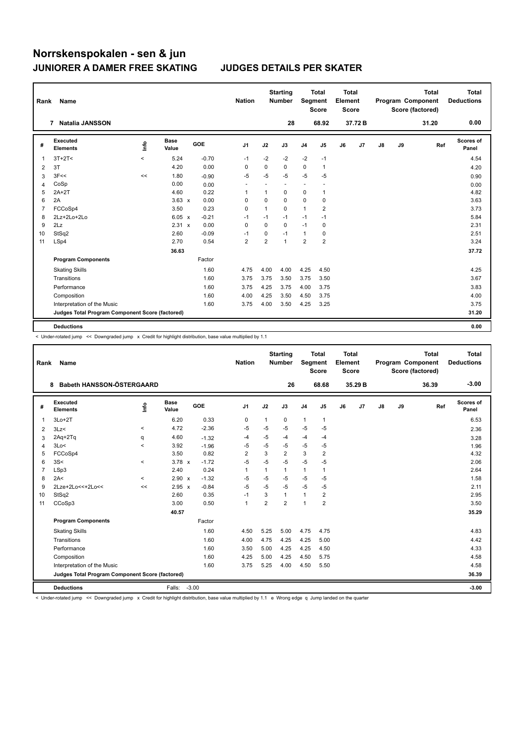# Norrskenspokalen - sen & jun

## JUNIORER A DAMER FREE SKATING — JUDGES DETAILS PER SKATER

| Rank | Name | Nation | Starting Number | Total Segment Score | Total Element Score | Total Program Component Score (factored) | Total Deductions |
|---|---|---|---|---|---|---|---|
| 7 | Natalia JANSSON | | 28 | 68.92 | 37.72 B | 31.20 | 0.00 |

| # | Executed Elements | Info | Base Value | | GOE | J1 | J2 | J3 | J4 | J5 | J6 | J7 | J8 | J9 | Ref | Scores of Panel |
|---|---|---|---|---|---|---|---|---|---|---|---|---|---|---|---|---|
| 1 | 3T+2T< | < | 5.24 | | -0.70 | -1 | -2 | -2 | -2 | -1 | | | | | | 4.54 |
| 2 | 3T | | 4.20 | | 0.00 | 0 | 0 | 0 | 0 | 1 | | | | | | 4.20 |
| 3 | 3F<< | << | 1.80 | | -0.90 | -5 | -5 | -5 | -5 | -5 | | | | | | 0.90 |
| 4 | CoSp | | 0.00 | | 0.00 | - | - | - | - | - | | | | | | 0.00 |
| 5 | 2A+2T | | 4.60 | | 0.22 | 1 | 1 | 0 | 0 | 1 | | | | | | 4.82 |
| 6 | 2A | | 3.63 | x | 0.00 | 0 | 0 | 0 | 0 | 0 | | | | | | 3.63 |
| 7 | FCCoSp4 | | 3.50 | | 0.23 | 0 | 1 | 0 | 1 | 2 | | | | | | 3.73 |
| 8 | 2Lz+2Lo+2Lo | | 6.05 | x | -0.21 | -1 | -1 | -1 | -1 | -1 | | | | | | 5.84 |
| 9 | 2Lz | | 2.31 | x | 0.00 | 0 | 0 | 0 | -1 | 0 | | | | | | 2.31 |
| 10 | StSq2 | | 2.60 | | -0.09 | -1 | 0 | -1 | 1 | 0 | | | | | | 2.51 |
| 11 | LSp4 | | 2.70 | | 0.54 | 2 | 2 | 1 | 2 | 2 | | | | | | 3.24 |
| | | | 36.63 | | | | | | | | | | | | | 37.72 |
| | **Program Components** | | | | Factor | | | | | | | | | | | |
| | Skating Skills | | | | 1.60 | 4.75 | 4.00 | 4.00 | 4.25 | 4.50 | | | | | | 4.25 |
| | Transitions | | | | 1.60 | 3.75 | 3.75 | 3.50 | 3.75 | 3.50 | | | | | | 3.67 |
| | Performance | | | | 1.60 | 3.75 | 4.25 | 3.75 | 4.00 | 3.75 | | | | | | 3.83 |
| | Composition | | | | 1.60 | 4.00 | 4.25 | 3.50 | 4.50 | 3.75 | | | | | | 4.00 |
| | Interpretation of the Music | | | | 1.60 | 3.75 | 4.00 | 3.50 | 4.25 | 3.25 | | | | | | 3.75 |
| | **Judges Total Program Component Score (factored)** | | | | | | | | | | | | | | | 31.20 |
| | **Deductions** | | | | | | | | | | | | | | | 0.00 |

< Under-rotated jump << Downgraded jump x Credit for highlight distribution, base value multiplied by 1.1

| Rank | Name | Nation | Starting Number | Total Segment Score | Total Element Score | Total Program Component Score (factored) | Total Deductions |
|---|---|---|---|---|---|---|---|
| 8 | Babeth HANSSON-ÖSTERGAARD | | 26 | 68.68 | 35.29 B | 36.39 | -3.00 |

| # | Executed Elements | Info | Base Value | | GOE | J1 | J2 | J3 | J4 | J5 | J6 | J7 | J8 | J9 | Ref | Scores of Panel |
|---|---|---|---|---|---|---|---|---|---|---|---|---|---|---|---|---|
| 1 | 3Lo+2T | | 6.20 | | 0.33 | 0 | 1 | 0 | 1 | 1 | | | | | | 6.53 |
| 2 | 3Lz< | < | 4.72 | | -2.36 | -5 | -5 | -5 | -5 | -5 | | | | | | 2.36 |
| 3 | 2Aq+2Tq | q | 4.60 | | -1.32 | -4 | -5 | -4 | -4 | -4 | | | | | | 3.28 |
| 4 | 3Lo< | < | 3.92 | | -1.96 | -5 | -5 | -5 | -5 | -5 | | | | | | 1.96 |
| 5 | FCCoSp4 | | 3.50 | | 0.82 | 2 | 3 | 2 | 3 | 2 | | | | | | 4.32 |
| 6 | 3S< | < | 3.78 | x | -1.72 | -5 | -5 | -5 | -5 | -5 | | | | | | 2.06 |
| 7 | LSp3 | | 2.40 | | 0.24 | 1 | 1 | 1 | 1 | 1 | | | | | | 2.64 |
| 8 | 2A< | < | 2.90 | x | -1.32 | -5 | -5 | -5 | -5 | -5 | | | | | | 1.58 |
| 9 | 2Lze+2Lo<<+2Lo<< | << | 2.95 | x | -0.84 | -5 | -5 | -5 | -5 | -5 | | | | | | 2.11 |
| 10 | StSq2 | | 2.60 | | 0.35 | -1 | 3 | 1 | 1 | 2 | | | | | | 2.95 |
| 11 | CCoSp3 | | 3.00 | | 0.50 | 1 | 2 | 2 | 1 | 2 | | | | | | 3.50 |
| | | | 40.57 | | | | | | | | | | | | | 35.29 |
| | **Program Components** | | | | Factor | | | | | | | | | | | |
| | Skating Skills | | | | 1.60 | 4.50 | 5.25 | 5.00 | 4.75 | 4.75 | | | | | | 4.83 |
| | Transitions | | | | 1.60 | 4.00 | 4.75 | 4.25 | 4.25 | 5.00 | | | | | | 4.42 |
| | Performance | | | | 1.60 | 3.50 | 5.00 | 4.25 | 4.25 | 4.50 | | | | | | 4.33 |
| | Composition | | | | 1.60 | 4.25 | 5.00 | 4.25 | 4.50 | 5.75 | | | | | | 4.58 |
| | Interpretation of the Music | | | | 1.60 | 3.75 | 5.25 | 4.00 | 4.50 | 5.50 | | | | | | 4.58 |
| | **Judges Total Program Component Score (factored)** | | | | | | | | | | | | | | | 36.39 |
| | **Deductions** | | Falls: | -3.00 | | | | | | | | | | | | -3.00 |

< Under-rotated jump << Downgraded jump x Credit for highlight distribution, base value multiplied by 1.1 e Wrong edge q Jump landed on the quarter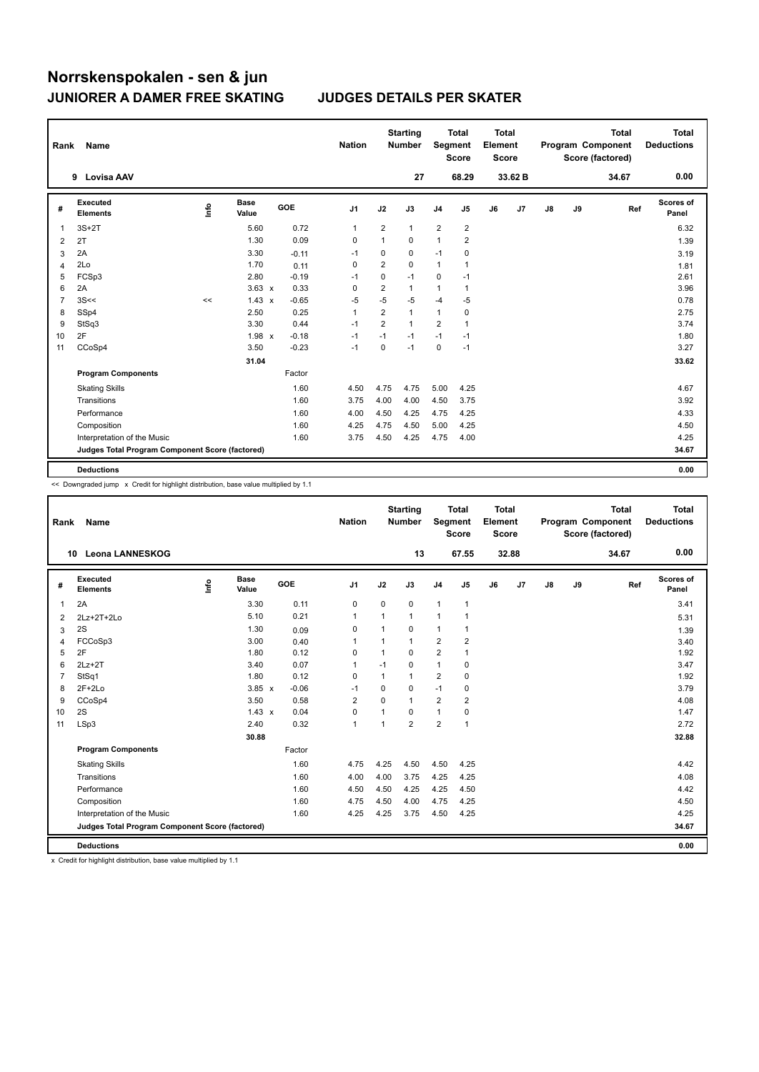# Norrskenspokalen - sen & jun

## JUNIORER A DAMER FREE SKATING — JUDGES DETAILS PER SKATER

| Rank | Name | Nation | Starting Number | Total Segment Score | Total Element Score | Total Program Component Score (factored) | Total Deductions |
|---|---|---|---|---|---|---|---|
| 9 | Lovisa AAV | | 27 | 68.29 | 33.62 B | 34.67 | 0.00 |

| # | Executed Elements | Info | Base Value | | GOE | J1 | J2 | J3 | J4 | J5 | J6 | J7 | J8 | J9 | Ref | Scores of Panel |
|---|---|---|---|---|---|---|---|---|---|---|---|---|---|---|---|---|
| 1 | 3S+2T | | 5.60 | | 0.72 | 1 | 2 | 1 | 2 | 2 | | | | | | 6.32 |
| 2 | 2T | | 1.30 | | 0.09 | 0 | 1 | 0 | 1 | 2 | | | | | | 1.39 |
| 3 | 2A | | 3.30 | | -0.11 | -1 | 0 | 0 | -1 | 0 | | | | | | 3.19 |
| 4 | 2Lo | | 1.70 | | 0.11 | 0 | 2 | 0 | 1 | 1 | | | | | | 1.81 |
| 5 | FCSp3 | | 2.80 | | -0.19 | -1 | 0 | -1 | 0 | -1 | | | | | | 2.61 |
| 6 | 2A | | 3.63 | x | 0.33 | 0 | 2 | 1 | 1 | 1 | | | | | | 3.96 |
| 7 | 3S<< | << | 1.43 | x | -0.65 | -5 | -5 | -5 | -4 | -5 | | | | | | 0.78 |
| 8 | SSp4 | | 2.50 | | 0.25 | 1 | 2 | 1 | 1 | 0 | | | | | | 2.75 |
| 9 | StSq3 | | 3.30 | | 0.44 | -1 | 2 | 1 | 2 | 1 | | | | | | 3.74 |
| 10 | 2F | | 1.98 | x | -0.18 | -1 | -1 | -1 | -1 | -1 | | | | | | 1.80 |
| 11 | CCoSp4 | | 3.50 | | -0.23 | -1 | 0 | -1 | 0 | -1 | | | | | | 3.27 |
| | | | 31.04 | | | | | | | | | | | | | 33.62 |
| | **Program Components** | | | | Factor | | | | | | | | | | | |
| | Skating Skills | | | | 1.60 | 4.50 | 4.75 | 4.75 | 5.00 | 4.25 | | | | | | 4.67 |
| | Transitions | | | | 1.60 | 3.75 | 4.00 | 4.00 | 4.50 | 3.75 | | | | | | 3.92 |
| | Performance | | | | 1.60 | 4.00 | 4.50 | 4.25 | 4.75 | 4.25 | | | | | | 4.33 |
| | Composition | | | | 1.60 | 4.25 | 4.75 | 4.50 | 5.00 | 4.25 | | | | | | 4.50 |
| | Interpretation of the Music | | | | 1.60 | 3.75 | 4.50 | 4.25 | 4.75 | 4.00 | | | | | | 4.25 |
| | **Judges Total Program Component Score (factored)** | | | | | | | | | | | | | | | 34.67 |
| | **Deductions** | | | | | | | | | | | | | | | 0.00 |

<< Downgraded jump x Credit for highlight distribution, base value multiplied by 1.1

| Rank | Name | Nation | Starting Number | Total Segment Score | Total Element Score | Total Program Component Score (factored) | Total Deductions |
|---|---|---|---|---|---|---|---|
| 10 | Leona LANNESKOG | | 13 | 67.55 | 32.88 | 34.67 | 0.00 |

| # | Executed Elements | Info | Base Value | | GOE | J1 | J2 | J3 | J4 | J5 | J6 | J7 | J8 | J9 | Ref | Scores of Panel |
|---|---|---|---|---|---|---|---|---|---|---|---|---|---|---|---|---|
| 1 | 2A | | 3.30 | | 0.11 | 0 | 0 | 0 | 1 | 1 | | | | | | 3.41 |
| 2 | 2Lz+2T+2Lo | | 5.10 | | 0.21 | 1 | 1 | 1 | 1 | 1 | | | | | | 5.31 |
| 3 | 2S | | 1.30 | | 0.09 | 0 | 1 | 0 | 1 | 1 | | | | | | 1.39 |
| 4 | FCCoSp3 | | 3.00 | | 0.40 | 1 | 1 | 1 | 2 | 2 | | | | | | 3.40 |
| 5 | 2F | | 1.80 | | 0.12 | 0 | 1 | 0 | 2 | 1 | | | | | | 1.92 |
| 6 | 2Lz+2T | | 3.40 | | 0.07 | 1 | -1 | 0 | 1 | 0 | | | | | | 3.47 |
| 7 | StSq1 | | 1.80 | | 0.12 | 0 | 1 | 1 | 2 | 0 | | | | | | 1.92 |
| 8 | 2F+2Lo | | 3.85 | x | -0.06 | -1 | 0 | 0 | -1 | 0 | | | | | | 3.79 |
| 9 | CCoSp4 | | 3.50 | | 0.58 | 2 | 0 | 1 | 2 | 2 | | | | | | 4.08 |
| 10 | 2S | | 1.43 | x | 0.04 | 0 | 1 | 0 | 1 | 0 | | | | | | 1.47 |
| 11 | LSp3 | | 2.40 | | 0.32 | 1 | 1 | 2 | 2 | 1 | | | | | | 2.72 |
| | | | 30.88 | | | | | | | | | | | | | 32.88 |
| | **Program Components** | | | | Factor | | | | | | | | | | | |
| | Skating Skills | | | | 1.60 | 4.75 | 4.25 | 4.50 | 4.50 | 4.25 | | | | | | 4.42 |
| | Transitions | | | | 1.60 | 4.00 | 4.00 | 3.75 | 4.25 | 4.25 | | | | | | 4.08 |
| | Performance | | | | 1.60 | 4.50 | 4.50 | 4.25 | 4.25 | 4.50 | | | | | | 4.42 |
| | Composition | | | | 1.60 | 4.75 | 4.50 | 4.00 | 4.75 | 4.25 | | | | | | 4.50 |
| | Interpretation of the Music | | | | 1.60 | 4.25 | 4.25 | 3.75 | 4.50 | 4.25 | | | | | | 4.25 |
| | **Judges Total Program Component Score (factored)** | | | | | | | | | | | | | | | 34.67 |
| | **Deductions** | | | | | | | | | | | | | | | 0.00 |

x Credit for highlight distribution, base value multiplied by 1.1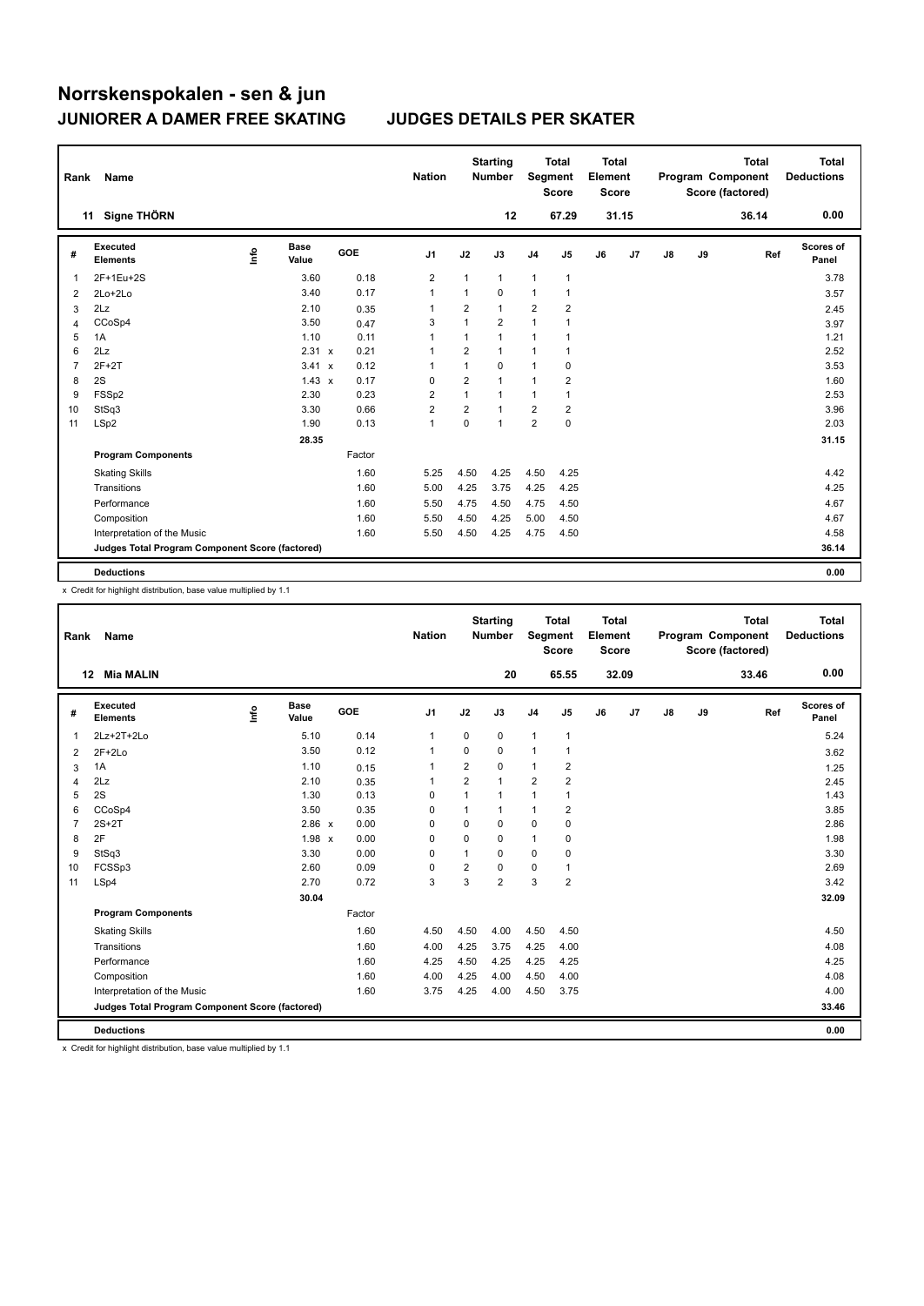# Norrskenspokalen - sen & jun

## JUNIORER A DAMER FREE SKATING

## JUDGES DETAILS PER SKATER

| Rank | Name | Nation | Starting Number | Total Segment Score | Total Element Score | Total Program Component Score (factored) | Total Deductions |
|---|---|---|---|---|---|---|---|
| 11 | Signe THÖRN | | 12 | 67.29 | 31.15 | 36.14 | 0.00 |

| # | Executed Elements | Info | Base Value | | GOE | J1 | J2 | J3 | J4 | J5 | J6 | J7 | J8 | J9 | Ref | Scores of Panel |
|---|---|---|---|---|---|---|---|---|---|---|---|---|---|---|---|---|
| 1 | 2F+1Eu+2S | | 3.60 | | 0.18 | 2 | 1 | 1 | 1 | 1 | | | | | | 3.78 |
| 2 | 2Lo+2Lo | | 3.40 | | 0.17 | 1 | 1 | 0 | 1 | 1 | | | | | | 3.57 |
| 3 | 2Lz | | 2.10 | | 0.35 | 1 | 2 | 1 | 2 | 2 | | | | | | 2.45 |
| 4 | CCoSp4 | | 3.50 | | 0.47 | 3 | 1 | 2 | 1 | 1 | | | | | | 3.97 |
| 5 | 1A | | 1.10 | | 0.11 | 1 | 1 | 1 | 1 | 1 | | | | | | 1.21 |
| 6 | 2Lz | | 2.31 | x | 0.21 | 1 | 2 | 1 | 1 | 1 | | | | | | 2.52 |
| 7 | 2F+2T | | 3.41 | x | 0.12 | 1 | 1 | 0 | 1 | 0 | | | | | | 3.53 |
| 8 | 2S | | 1.43 | x | 0.17 | 0 | 2 | 1 | 1 | 2 | | | | | | 1.60 |
| 9 | FSSp2 | | 2.30 | | 0.23 | 2 | 1 | 1 | 1 | 1 | | | | | | 2.53 |
| 10 | StSq3 | | 3.30 | | 0.66 | 2 | 2 | 1 | 2 | 2 | | | | | | 3.96 |
| 11 | LSp2 | | 1.90 | | 0.13 | 1 | 0 | 1 | 2 | 0 | | | | | | 2.03 |
| | | | 28.35 | | | | | | | | | | | | | 31.15 |
| | **Program Components** | | | | Factor | | | | | | | | | | | |
| | Skating Skills | | | | 1.60 | 5.25 | 4.50 | 4.25 | 4.50 | 4.25 | | | | | | 4.42 |
| | Transitions | | | | 1.60 | 5.00 | 4.25 | 3.75 | 4.25 | 4.25 | | | | | | 4.25 |
| | Performance | | | | 1.60 | 5.50 | 4.75 | 4.50 | 4.75 | 4.50 | | | | | | 4.67 |
| | Composition | | | | 1.60 | 5.50 | 4.50 | 4.25 | 5.00 | 4.50 | | | | | | 4.67 |
| | Interpretation of the Music | | | | 1.60 | 5.50 | 4.50 | 4.25 | 4.75 | 4.50 | | | | | | 4.58 |
| | **Judges Total Program Component Score (factored)** | | | | | | | | | | | | | | | 36.14 |
| | **Deductions** | | | | | | | | | | | | | | | 0.00 |

x Credit for highlight distribution, base value multiplied by 1.1

| Rank | Name | Nation | Starting Number | Total Segment Score | Total Element Score | Total Program Component Score (factored) | Total Deductions |
|---|---|---|---|---|---|---|---|
| 12 | Mia MALIN | | 20 | 65.55 | 32.09 | 33.46 | 0.00 |

| # | Executed Elements | Info | Base Value | | GOE | J1 | J2 | J3 | J4 | J5 | J6 | J7 | J8 | J9 | Ref | Scores of Panel |
|---|---|---|---|---|---|---|---|---|---|---|---|---|---|---|---|---|
| 1 | 2Lz+2T+2Lo | | 5.10 | | 0.14 | 1 | 0 | 0 | 1 | 1 | | | | | | 5.24 |
| 2 | 2F+2Lo | | 3.50 | | 0.12 | 1 | 0 | 0 | 1 | 1 | | | | | | 3.62 |
| 3 | 1A | | 1.10 | | 0.15 | 1 | 2 | 0 | 1 | 2 | | | | | | 1.25 |
| 4 | 2Lz | | 2.10 | | 0.35 | 1 | 2 | 1 | 2 | 2 | | | | | | 2.45 |
| 5 | 2S | | 1.30 | | 0.13 | 0 | 1 | 1 | 1 | 1 | | | | | | 1.43 |
| 6 | CCoSp4 | | 3.50 | | 0.35 | 0 | 1 | 1 | 1 | 2 | | | | | | 3.85 |
| 7 | 2S+2T | | 2.86 | x | 0.00 | 0 | 0 | 0 | 0 | 0 | | | | | | 2.86 |
| 8 | 2F | | 1.98 | x | 0.00 | 0 | 0 | 0 | 1 | 0 | | | | | | 1.98 |
| 9 | StSq3 | | 3.30 | | 0.00 | 0 | 1 | 0 | 0 | 0 | | | | | | 3.30 |
| 10 | FCSSp3 | | 2.60 | | 0.09 | 0 | 2 | 0 | 0 | 1 | | | | | | 2.69 |
| 11 | LSp4 | | 2.70 | | 0.72 | 3 | 3 | 2 | 3 | 2 | | | | | | 3.42 |
| | | | 30.04 | | | | | | | | | | | | | 32.09 |
| | **Program Components** | | | | Factor | | | | | | | | | | | |
| | Skating Skills | | | | 1.60 | 4.50 | 4.50 | 4.00 | 4.50 | 4.50 | | | | | | 4.50 |
| | Transitions | | | | 1.60 | 4.00 | 4.25 | 3.75 | 4.25 | 4.00 | | | | | | 4.08 |
| | Performance | | | | 1.60 | 4.25 | 4.50 | 4.25 | 4.25 | 4.25 | | | | | | 4.25 |
| | Composition | | | | 1.60 | 4.00 | 4.25 | 4.00 | 4.50 | 4.00 | | | | | | 4.08 |
| | Interpretation of the Music | | | | 1.60 | 3.75 | 4.25 | 4.00 | 4.50 | 3.75 | | | | | | 4.00 |
| | **Judges Total Program Component Score (factored)** | | | | | | | | | | | | | | | 33.46 |
| | **Deductions** | | | | | | | | | | | | | | | 0.00 |

x Credit for highlight distribution, base value multiplied by 1.1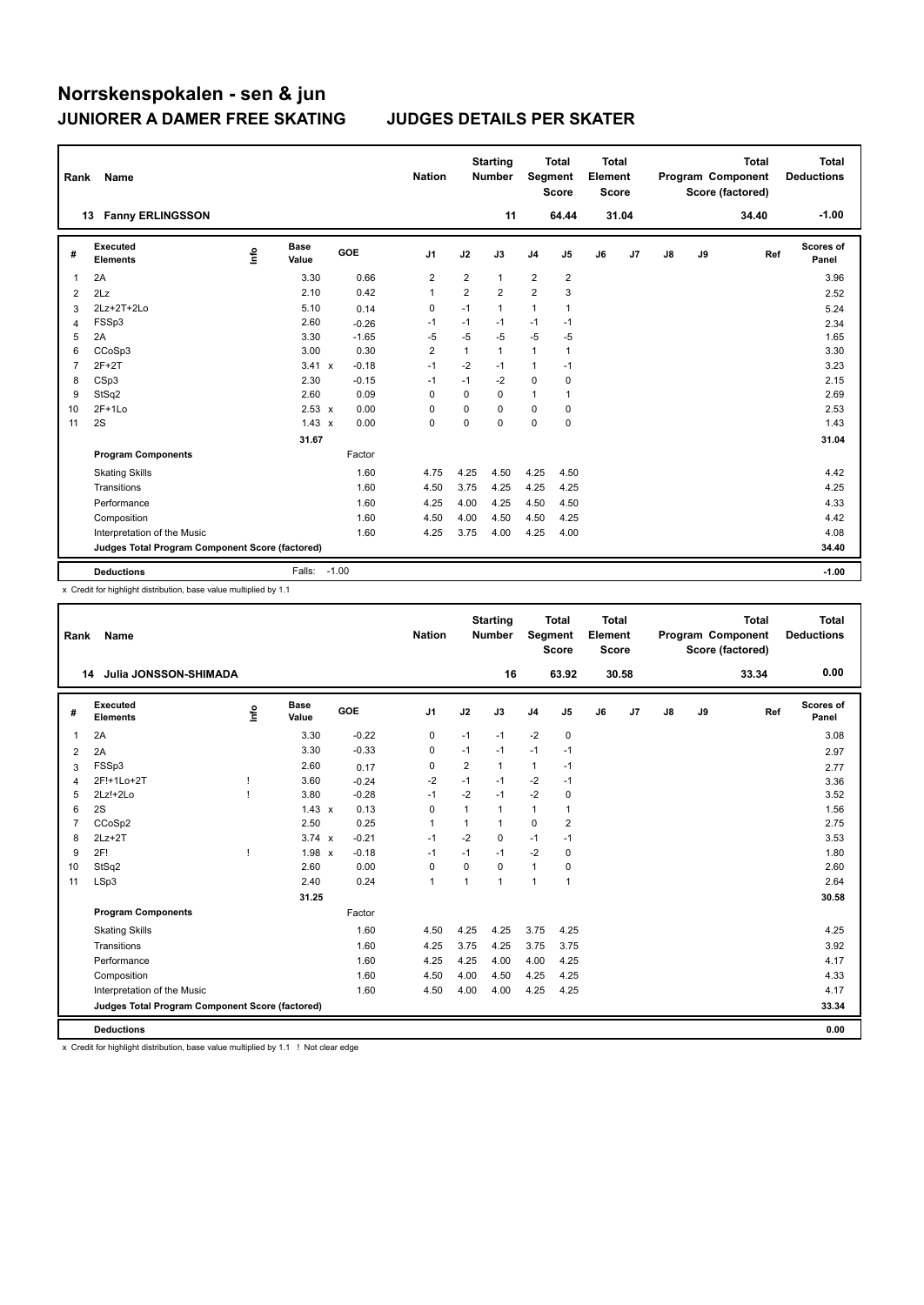# Norrskenspokalen - sen & jun

## JUNIORER A DAMER FREE SKATING    JUDGES DETAILS PER SKATER

| Rank | Name | Nation | Starting Number | Total Segment Score | Total Element Score | Total Program Component Score (factored) | Total Deductions |
|---|---|---|---|---|---|---|---|
| 13 | Fanny ERLINGSSON | | 11 | 64.44 | 31.04 | 34.40 | -1.00 |

| # | Executed Elements | Info | Base Value | | GOE | J1 | J2 | J3 | J4 | J5 | J6 | J7 | J8 | J9 | Ref | Scores of Panel |
|---|---|---|---|---|---|---|---|---|---|---|---|---|---|---|---|---|
| 1 | 2A | | 3.30 | | 0.66 | 2 | 2 | 1 | 2 | 2 | | | | | | 3.96 |
| 2 | 2Lz | | 2.10 | | 0.42 | 1 | 2 | 2 | 2 | 3 | | | | | | 2.52 |
| 3 | 2Lz+2T+2Lo | | 5.10 | | 0.14 | 0 | -1 | 1 | 1 | 1 | | | | | | 5.24 |
| 4 | FSSp3 | | 2.60 | | -0.26 | -1 | -1 | -1 | -1 | -1 | | | | | | 2.34 |
| 5 | 2A | | 3.30 | | -1.65 | -5 | -5 | -5 | -5 | -5 | | | | | | 1.65 |
| 6 | CCoSp3 | | 3.00 | | 0.30 | 2 | 1 | 1 | 1 | 1 | | | | | | 3.30 |
| 7 | 2F+2T | | 3.41 | x | -0.18 | -1 | -2 | -1 | 1 | -1 | | | | | | 3.23 |
| 8 | CSp3 | | 2.30 | | -0.15 | -1 | -1 | -2 | 0 | 0 | | | | | | 2.15 |
| 9 | StSq2 | | 2.60 | | 0.09 | 0 | 0 | 0 | 1 | 1 | | | | | | 2.69 |
| 10 | 2F+1Lo | | 2.53 | x | 0.00 | 0 | 0 | 0 | 0 | 0 | | | | | | 2.53 |
| 11 | 2S | | 1.43 | x | 0.00 | 0 | 0 | 0 | 0 | 0 | | | | | | 1.43 |
| | | | 31.67 | | | | | | | | | | | | | 31.04 |
| | **Program Components** | | | | Factor | | | | | | | | | | | |
| | Skating Skills | | | | 1.60 | 4.75 | 4.25 | 4.50 | 4.25 | 4.50 | | | | | | 4.42 |
| | Transitions | | | | 1.60 | 4.50 | 3.75 | 4.25 | 4.25 | 4.25 | | | | | | 4.25 |
| | Performance | | | | 1.60 | 4.25 | 4.00 | 4.25 | 4.50 | 4.50 | | | | | | 4.33 |
| | Composition | | | | 1.60 | 4.50 | 4.00 | 4.50 | 4.50 | 4.25 | | | | | | 4.42 |
| | Interpretation of the Music | | | | 1.60 | 4.25 | 3.75 | 4.00 | 4.25 | 4.00 | | | | | | 4.08 |
| | **Judges Total Program Component Score (factored)** | | | | | | | | | | | | | | | 34.40 |
| | **Deductions** | | Falls: | | -1.00 | | | | | | | | | | | -1.00 |

x Credit for highlight distribution, base value multiplied by 1.1

| Rank | Name | Nation | Starting Number | Total Segment Score | Total Element Score | Total Program Component Score (factored) | Total Deductions |
|---|---|---|---|---|---|---|---|
| 14 | Julia JONSSON-SHIMADA | | 16 | 63.92 | 30.58 | 33.34 | 0.00 |

| # | Executed Elements | Info | Base Value | | GOE | J1 | J2 | J3 | J4 | J5 | J6 | J7 | J8 | J9 | Ref | Scores of Panel |
|---|---|---|---|---|---|---|---|---|---|---|---|---|---|---|---|---|
| 1 | 2A | | 3.30 | | -0.22 | 0 | -1 | -1 | -2 | 0 | | | | | | 3.08 |
| 2 | 2A | | 3.30 | | -0.33 | 0 | -1 | -1 | -1 | -1 | | | | | | 2.97 |
| 3 | FSSp3 | | 2.60 | | 0.17 | 0 | 2 | 1 | 1 | -1 | | | | | | 2.77 |
| 4 | 2F!+1Lo+2T | ! | 3.60 | | -0.24 | -2 | -1 | -1 | -2 | -1 | | | | | | 3.36 |
| 5 | 2Lz!+2Lo | ! | 3.80 | | -0.28 | -1 | -2 | -1 | -2 | 0 | | | | | | 3.52 |
| 6 | 2S | | 1.43 | x | 0.13 | 0 | 1 | 1 | 1 | 1 | | | | | | 1.56 |
| 7 | CCoSp2 | | 2.50 | | 0.25 | 1 | 1 | 1 | 0 | 2 | | | | | | 2.75 |
| 8 | 2Lz+2T | | 3.74 | x | -0.21 | -1 | -2 | 0 | -1 | -1 | | | | | | 3.53 |
| 9 | 2F! | ! | 1.98 | x | -0.18 | -1 | -1 | -1 | -2 | 0 | | | | | | 1.80 |
| 10 | StSq2 | | 2.60 | | 0.00 | 0 | 0 | 0 | 1 | 0 | | | | | | 2.60 |
| 11 | LSp3 | | 2.40 | | 0.24 | 1 | 1 | 1 | 1 | 1 | | | | | | 2.64 |
| | | | 31.25 | | | | | | | | | | | | | 30.58 |
| | **Program Components** | | | | Factor | | | | | | | | | | | |
| | Skating Skills | | | | 1.60 | 4.50 | 4.25 | 4.25 | 3.75 | 4.25 | | | | | | 4.25 |
| | Transitions | | | | 1.60 | 4.25 | 3.75 | 4.25 | 3.75 | 3.75 | | | | | | 3.92 |
| | Performance | | | | 1.60 | 4.25 | 4.25 | 4.00 | 4.00 | 4.25 | | | | | | 4.17 |
| | Composition | | | | 1.60 | 4.50 | 4.00 | 4.50 | 4.25 | 4.25 | | | | | | 4.33 |
| | Interpretation of the Music | | | | 1.60 | 4.50 | 4.00 | 4.00 | 4.25 | 4.25 | | | | | | 4.17 |
| | **Judges Total Program Component Score (factored)** | | | | | | | | | | | | | | | 33.34 |
| | **Deductions** | | | | | | | | | | | | | | | 0.00 |

x Credit for highlight distribution, base value multiplied by 1.1 ! Not clear edge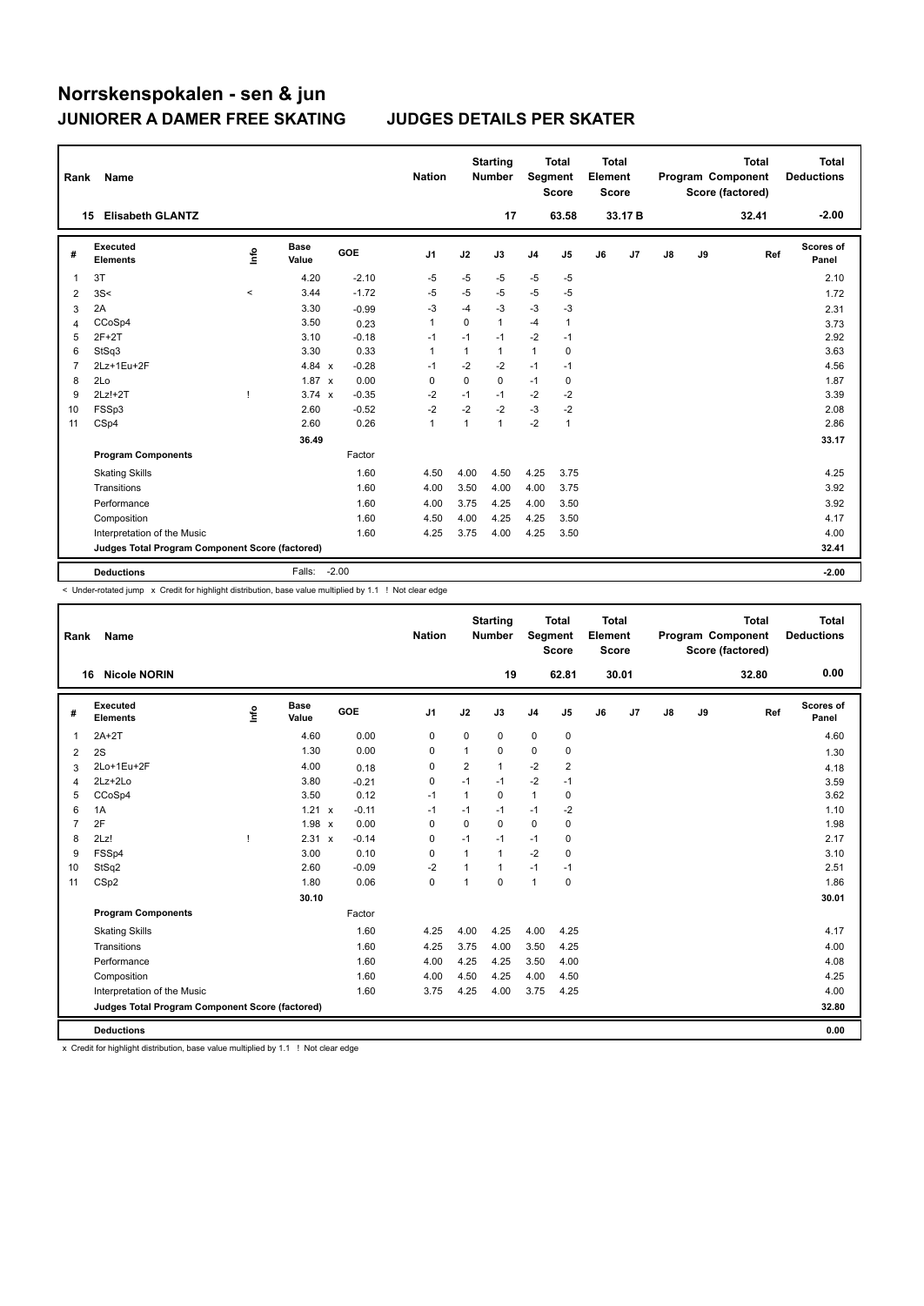# Norrskenspokalen - sen & jun

## JUNIORER A DAMER FREE SKATING — JUDGES DETAILS PER SKATER

| Rank | Name | Nation | Starting Number | Total Segment Score | Total Element Score | Total Program Component Score (factored) | Total Deductions |
|---|---|---|---|---|---|---|---|
| 15 | Elisabeth GLANTZ | | 17 | 63.58 | 33.17 B | 32.41 | -2.00 |

| # | Executed Elements | Info | Base Value | | GOE | J1 | J2 | J3 | J4 | J5 | J6 | J7 | J8 | J9 | Ref | Scores of Panel |
|---|---|---|---|---|---|---|---|---|---|---|---|---|---|---|---|---|
| 1 | 3T | | 4.20 | | -2.10 | -5 | -5 | -5 | -5 | -5 | | | | | | 2.10 |
| 2 | 3S< | < | 3.44 | | -1.72 | -5 | -5 | -5 | -5 | -5 | | | | | | 1.72 |
| 3 | 2A | | 3.30 | | -0.99 | -3 | -4 | -3 | -3 | -3 | | | | | | 2.31 |
| 4 | CCoSp4 | | 3.50 | | 0.23 | 1 | 0 | 1 | -4 | 1 | | | | | | 3.73 |
| 5 | 2F+2T | | 3.10 | | -0.18 | -1 | -1 | -1 | -2 | -1 | | | | | | 2.92 |
| 6 | StSq3 | | 3.30 | | 0.33 | 1 | 1 | 1 | 1 | 0 | | | | | | 3.63 |
| 7 | 2Lz+1Eu+2F | | 4.84 | x | -0.28 | -1 | -2 | -2 | -1 | -1 | | | | | | 4.56 |
| 8 | 2Lo | | 1.87 | x | 0.00 | 0 | 0 | 0 | -1 | 0 | | | | | | 1.87 |
| 9 | 2Lz!+2T | ! | 3.74 | x | -0.35 | -2 | -1 | -1 | -2 | -2 | | | | | | 3.39 |
| 10 | FSSp3 | | 2.60 | | -0.52 | -2 | -2 | -2 | -3 | -2 | | | | | | 2.08 |
| 11 | CSp4 | | 2.60 | | 0.26 | 1 | 1 | 1 | -2 | 1 | | | | | | 2.86 |
| | | | 36.49 | | | | | | | | | | | | | 33.17 |
| | **Program Components** | | | | Factor | | | | | | | | | | | |
| | Skating Skills | | | | 1.60 | 4.50 | 4.00 | 4.50 | 4.25 | 3.75 | | | | | | 4.25 |
| | Transitions | | | | 1.60 | 4.00 | 3.50 | 4.00 | 4.00 | 3.75 | | | | | | 3.92 |
| | Performance | | | | 1.60 | 4.00 | 3.75 | 4.25 | 4.00 | 3.50 | | | | | | 3.92 |
| | Composition | | | | 1.60 | 4.50 | 4.00 | 4.25 | 4.25 | 3.50 | | | | | | 4.17 |
| | Interpretation of the Music | | | | 1.60 | 4.25 | 3.75 | 4.00 | 4.25 | 3.50 | | | | | | 4.00 |
| | **Judges Total Program Component Score (factored)** | | | | | | | | | | | | | | | 32.41 |
| | **Deductions** | | Falls: | | -2.00 | | | | | | | | | | | -2.00 |

< Under-rotated jump x Credit for highlight distribution, base value multiplied by 1.1 ! Not clear edge

| Rank | Name | Nation | Starting Number | Total Segment Score | Total Element Score | Total Program Component Score (factored) | Total Deductions |
|---|---|---|---|---|---|---|---|
| 16 | Nicole NORIN | | 19 | 62.81 | 30.01 | 32.80 | 0.00 |

| # | Executed Elements | Info | Base Value | | GOE | J1 | J2 | J3 | J4 | J5 | J6 | J7 | J8 | J9 | Ref | Scores of Panel |
|---|---|---|---|---|---|---|---|---|---|---|---|---|---|---|---|---|
| 1 | 2A+2T | | 4.60 | | 0.00 | 0 | 0 | 0 | 0 | 0 | | | | | | 4.60 |
| 2 | 2S | | 1.30 | | 0.00 | 0 | 1 | 0 | 0 | 0 | | | | | | 1.30 |
| 3 | 2Lo+1Eu+2F | | 4.00 | | 0.18 | 0 | 2 | 1 | -2 | 2 | | | | | | 4.18 |
| 4 | 2Lz+2Lo | | 3.80 | | -0.21 | 0 | -1 | -1 | -2 | -1 | | | | | | 3.59 |
| 5 | CCoSp4 | | 3.50 | | 0.12 | -1 | 1 | 0 | 1 | 0 | | | | | | 3.62 |
| 6 | 1A | | 1.21 | x | -0.11 | -1 | -1 | -1 | -1 | -2 | | | | | | 1.10 |
| 7 | 2F | | 1.98 | x | 0.00 | 0 | 0 | 0 | 0 | 0 | | | | | | 1.98 |
| 8 | 2Lz! | ! | 2.31 | x | -0.14 | 0 | -1 | -1 | -1 | 0 | | | | | | 2.17 |
| 9 | FSSp4 | | 3.00 | | 0.10 | 0 | 1 | 1 | -2 | 0 | | | | | | 3.10 |
| 10 | StSq2 | | 2.60 | | -0.09 | -2 | 1 | 1 | -1 | -1 | | | | | | 2.51 |
| 11 | CSp2 | | 1.80 | | 0.06 | 0 | 1 | 0 | 1 | 0 | | | | | | 1.86 |
| | | | 30.10 | | | | | | | | | | | | | 30.01 |
| | **Program Components** | | | | Factor | | | | | | | | | | | |
| | Skating Skills | | | | 1.60 | 4.25 | 4.00 | 4.25 | 4.00 | 4.25 | | | | | | 4.17 |
| | Transitions | | | | 1.60 | 4.25 | 3.75 | 4.00 | 3.50 | 4.25 | | | | | | 4.00 |
| | Performance | | | | 1.60 | 4.00 | 4.25 | 4.25 | 3.50 | 4.00 | | | | | | 4.08 |
| | Composition | | | | 1.60 | 4.00 | 4.50 | 4.25 | 4.00 | 4.50 | | | | | | 4.25 |
| | Interpretation of the Music | | | | 1.60 | 3.75 | 4.25 | 4.00 | 3.75 | 4.25 | | | | | | 4.00 |
| | **Judges Total Program Component Score (factored)** | | | | | | | | | | | | | | | 32.80 |
| | **Deductions** | | | | | | | | | | | | | | | 0.00 |

x Credit for highlight distribution, base value multiplied by 1.1 ! Not clear edge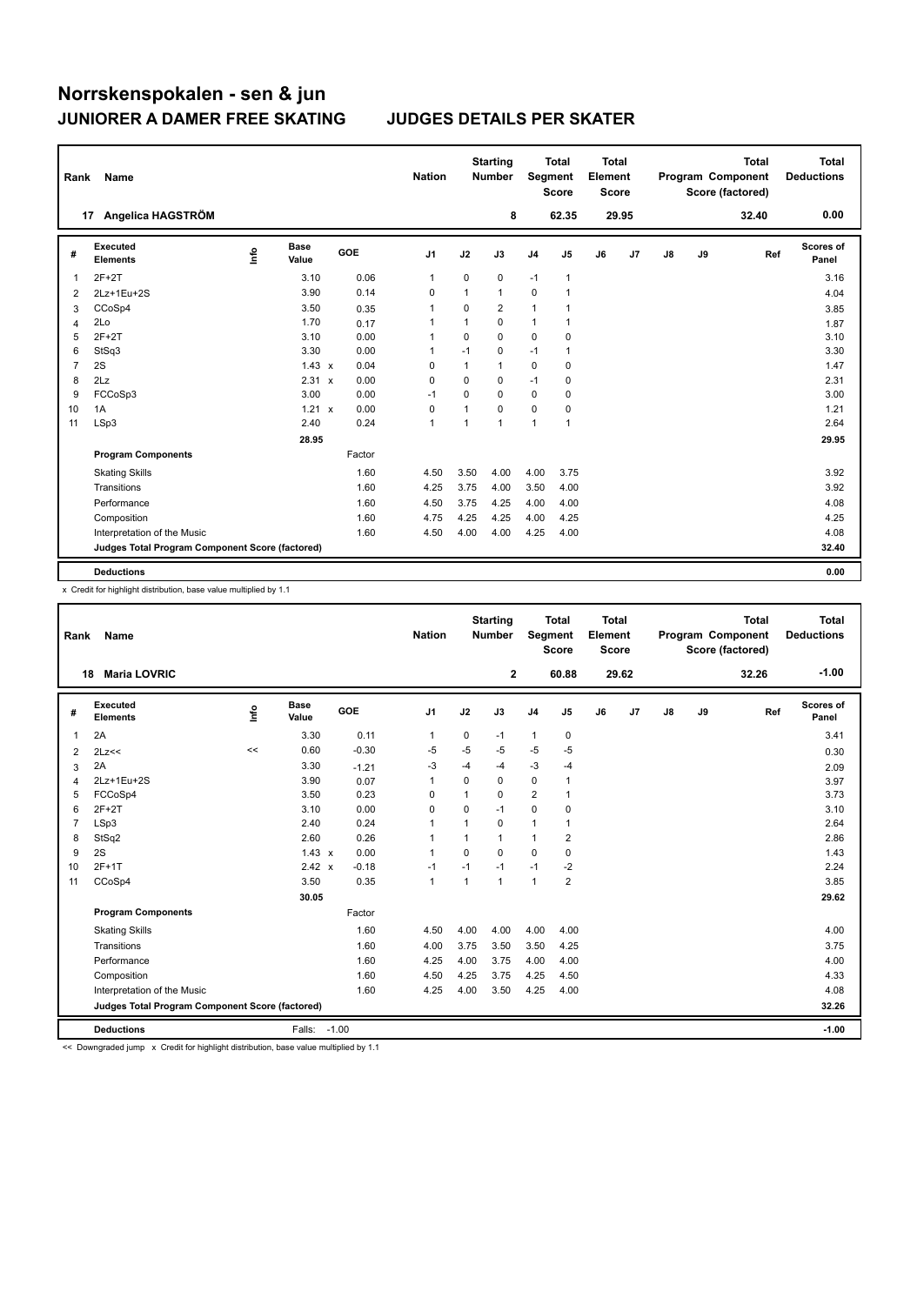# Norrskenspokalen - sen & jun

## JUNIORER A DAMER FREE SKATING — JUDGES DETAILS PER SKATER

| Rank | Name | Nation | Starting Number | Total Segment Score | Total Element Score | Total Program Component Score (factored) | Total Deductions |
|---|---|---|---|---|---|---|---|
| 17 | Angelica HAGSTRÖM | | 8 | 62.35 | 29.95 | 32.40 | 0.00 |

| # | Executed Elements | Info | Base Value | | GOE | J1 | J2 | J3 | J4 | J5 | J6 | J7 | J8 | J9 | Ref | Scores of Panel |
|---|---|---|---|---|---|---|---|---|---|---|---|---|---|---|---|---|
| 1 | 2F+2T | | 3.10 | | 0.06 | 1 | 0 | 0 | -1 | 1 | | | | | | 3.16 |
| 2 | 2Lz+1Eu+2S | | 3.90 | | 0.14 | 0 | 1 | 1 | 0 | 1 | | | | | | 4.04 |
| 3 | CCoSp4 | | 3.50 | | 0.35 | 1 | 0 | 2 | 1 | 1 | | | | | | 3.85 |
| 4 | 2Lo | | 1.70 | | 0.17 | 1 | 1 | 0 | 1 | 1 | | | | | | 1.87 |
| 5 | 2F+2T | | 3.10 | | 0.00 | 1 | 0 | 0 | 0 | 0 | | | | | | 3.10 |
| 6 | StSq3 | | 3.30 | | 0.00 | 1 | -1 | 0 | -1 | 1 | | | | | | 3.30 |
| 7 | 2S | | 1.43 | x | 0.04 | 0 | 1 | 1 | 0 | 0 | | | | | | 1.47 |
| 8 | 2Lz | | 2.31 | x | 0.00 | 0 | 0 | 0 | -1 | 0 | | | | | | 2.31 |
| 9 | FCCoSp3 | | 3.00 | | 0.00 | -1 | 0 | 0 | 0 | 0 | | | | | | 3.00 |
| 10 | 1A | | 1.21 | x | 0.00 | 0 | 1 | 0 | 0 | 0 | | | | | | 1.21 |
| 11 | LSp3 | | 2.40 | | 0.24 | 1 | 1 | 1 | 1 | 1 | | | | | | 2.64 |
| | | | 28.95 | | | | | | | | | | | | | 29.95 |
| | **Program Components** | | | | Factor | | | | | | | | | | | |
| | Skating Skills | | | | 1.60 | 4.50 | 3.50 | 4.00 | 4.00 | 3.75 | | | | | | 3.92 |
| | Transitions | | | | 1.60 | 4.25 | 3.75 | 4.00 | 3.50 | 4.00 | | | | | | 3.92 |
| | Performance | | | | 1.60 | 4.50 | 3.75 | 4.25 | 4.00 | 4.00 | | | | | | 4.08 |
| | Composition | | | | 1.60 | 4.75 | 4.25 | 4.25 | 4.00 | 4.25 | | | | | | 4.25 |
| | Interpretation of the Music | | | | 1.60 | 4.50 | 4.00 | 4.00 | 4.25 | 4.00 | | | | | | 4.08 |
| | **Judges Total Program Component Score (factored)** | | | | | | | | | | | | | | | 32.40 |
| | **Deductions** | | | | | | | | | | | | | | | 0.00 |

x Credit for highlight distribution, base value multiplied by 1.1

| Rank | Name | Nation | Starting Number | Total Segment Score | Total Element Score | Total Program Component Score (factored) | Total Deductions |
|---|---|---|---|---|---|---|---|
| 18 | Maria LOVRIC | | 2 | 60.88 | 29.62 | 32.26 | -1.00 |

| # | Executed Elements | Info | Base Value | | GOE | J1 | J2 | J3 | J4 | J5 | J6 | J7 | J8 | J9 | Ref | Scores of Panel |
|---|---|---|---|---|---|---|---|---|---|---|---|---|---|---|---|---|
| 1 | 2A | | 3.30 | | 0.11 | 1 | 0 | -1 | 1 | 0 | | | | | | 3.41 |
| 2 | 2Lz<< | << | 0.60 | | -0.30 | -5 | -5 | -5 | -5 | -5 | | | | | | 0.30 |
| 3 | 2A | | 3.30 | | -1.21 | -3 | -4 | -4 | -3 | -4 | | | | | | 2.09 |
| 4 | 2Lz+1Eu+2S | | 3.90 | | 0.07 | 1 | 0 | 0 | 0 | 1 | | | | | | 3.97 |
| 5 | FCCoSp4 | | 3.50 | | 0.23 | 0 | 1 | 0 | 2 | 1 | | | | | | 3.73 |
| 6 | 2F+2T | | 3.10 | | 0.00 | 0 | 0 | -1 | 0 | 0 | | | | | | 3.10 |
| 7 | LSp3 | | 2.40 | | 0.24 | 1 | 1 | 0 | 1 | 1 | | | | | | 2.64 |
| 8 | StSq2 | | 2.60 | | 0.26 | 1 | 1 | 1 | 1 | 2 | | | | | | 2.86 |
| 9 | 2S | | 1.43 | x | 0.00 | 1 | 0 | 0 | 0 | 0 | | | | | | 1.43 |
| 10 | 2F+1T | | 2.42 | x | -0.18 | -1 | -1 | -1 | -1 | -2 | | | | | | 2.24 |
| 11 | CCoSp4 | | 3.50 | | 0.35 | 1 | 1 | 1 | 1 | 2 | | | | | | 3.85 |
| | | | 30.05 | | | | | | | | | | | | | 29.62 |
| | **Program Components** | | | | Factor | | | | | | | | | | | |
| | Skating Skills | | | | 1.60 | 4.50 | 4.00 | 4.00 | 4.00 | 4.00 | | | | | | 4.00 |
| | Transitions | | | | 1.60 | 4.00 | 3.75 | 3.50 | 3.50 | 4.25 | | | | | | 3.75 |
| | Performance | | | | 1.60 | 4.25 | 4.00 | 3.75 | 4.00 | 4.00 | | | | | | 4.00 |
| | Composition | | | | 1.60 | 4.50 | 4.25 | 3.75 | 4.25 | 4.50 | | | | | | 4.33 |
| | Interpretation of the Music | | | | 1.60 | 4.25 | 4.00 | 3.50 | 4.25 | 4.00 | | | | | | 4.08 |
| | **Judges Total Program Component Score (factored)** | | | | | | | | | | | | | | | 32.26 |
| | **Deductions** | | Falls: | | -1.00 | | | | | | | | | | | -1.00 |

<< Downgraded jump x Credit for highlight distribution, base value multiplied by 1.1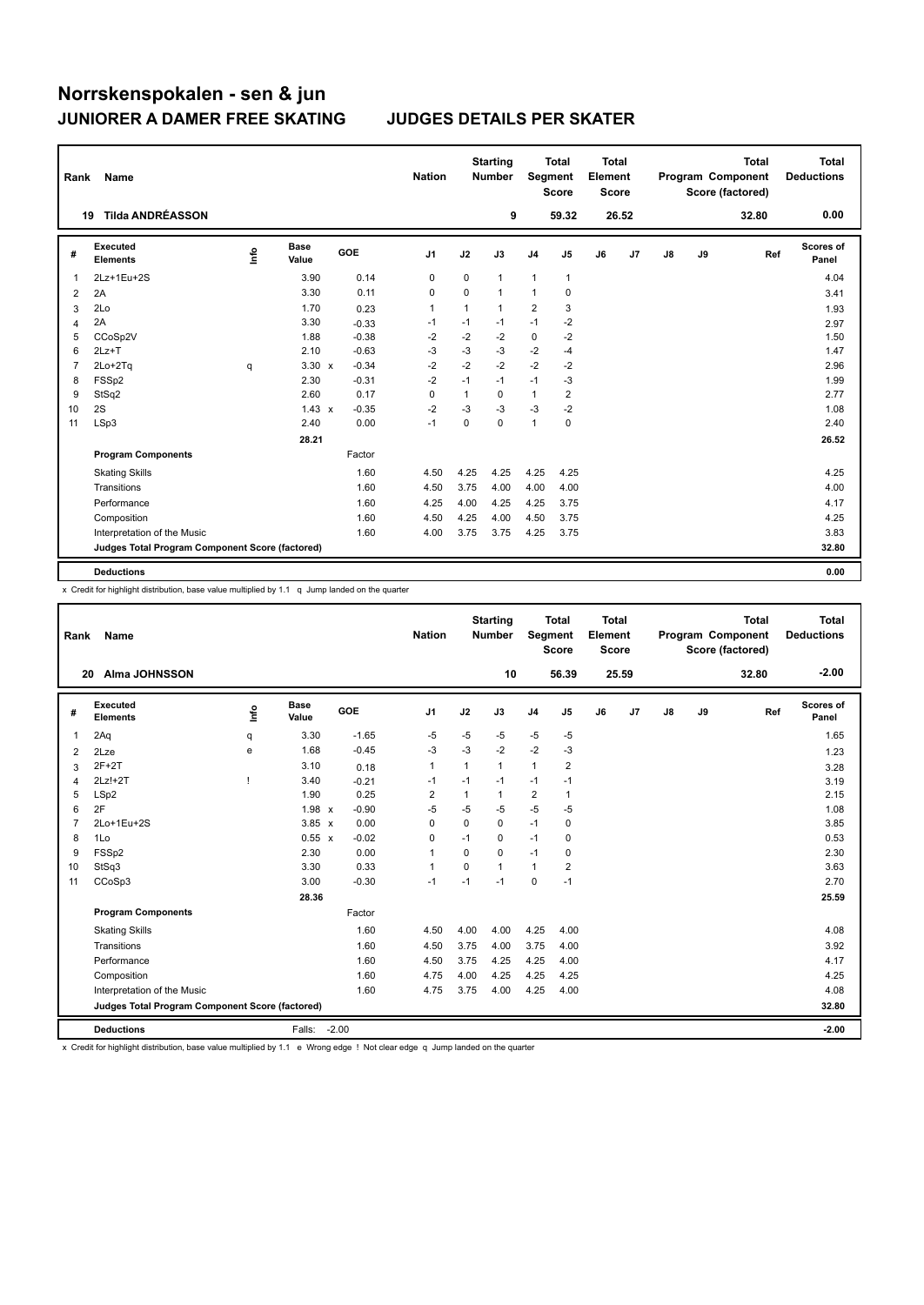# Norrskenspokalen - sen & jun

## JUNIORER A DAMER FREE SKATING — JUDGES DETAILS PER SKATER

| Rank | Name | Nation | Starting Number | Total Segment Score | Total Element Score | Total Program Component Score (factored) | Total Deductions |
|---|---|---|---|---|---|---|---|
| 19 | Tilda ANDRÉASSON | | 9 | 59.32 | 26.52 | 32.80 | 0.00 |

| # | Executed Elements | Info | Base Value | | GOE | J1 | J2 | J3 | J4 | J5 | J6 | J7 | J8 | J9 | Ref | Scores of Panel |
|---|---|---|---|---|---|---|---|---|---|---|---|---|---|---|---|---|
| 1 | 2Lz+1Eu+2S | | 3.90 | | 0.14 | 0 | 0 | 1 | 1 | 1 | | | | | | 4.04 |
| 2 | 2A | | 3.30 | | 0.11 | 0 | 0 | 1 | 1 | 0 | | | | | | 3.41 |
| 3 | 2Lo | | 1.70 | | 0.23 | 1 | 1 | 1 | 2 | 3 | | | | | | 1.93 |
| 4 | 2A | | 3.30 | | -0.33 | -1 | -1 | -1 | -1 | -2 | | | | | | 2.97 |
| 5 | CCoSp2V | | 1.88 | | -0.38 | -2 | -2 | -2 | 0 | -2 | | | | | | 1.50 |
| 6 | 2Lz+T | | 2.10 | | -0.63 | -3 | -3 | -3 | -2 | -4 | | | | | | 1.47 |
| 7 | 2Lo+2Tq | q | 3.30 | x | -0.34 | -2 | -2 | -2 | -2 | -2 | | | | | | 2.96 |
| 8 | FSSp2 | | 2.30 | | -0.31 | -2 | -1 | -1 | -1 | -3 | | | | | | 1.99 |
| 9 | StSq2 | | 2.60 | | 0.17 | 0 | 1 | 0 | 1 | 2 | | | | | | 2.77 |
| 10 | 2S | | 1.43 | x | -0.35 | -2 | -3 | -3 | -3 | -2 | | | | | | 1.08 |
| 11 | LSp3 | | 2.40 | | 0.00 | -1 | 0 | 0 | 1 | 0 | | | | | | 2.40 |
| | | | 28.21 | | | | | | | | | | | | | 26.52 |
| | **Program Components** | | | | Factor | | | | | | | | | | | |
| | Skating Skills | | | | 1.60 | 4.50 | 4.25 | 4.25 | 4.25 | 4.25 | | | | | | 4.25 |
| | Transitions | | | | 1.60 | 4.50 | 3.75 | 4.00 | 4.00 | 4.00 | | | | | | 4.00 |
| | Performance | | | | 1.60 | 4.25 | 4.00 | 4.25 | 4.25 | 3.75 | | | | | | 4.17 |
| | Composition | | | | 1.60 | 4.50 | 4.25 | 4.00 | 4.50 | 3.75 | | | | | | 4.25 |
| | Interpretation of the Music | | | | 1.60 | 4.00 | 3.75 | 3.75 | 4.25 | 3.75 | | | | | | 3.83 |
| | **Judges Total Program Component Score (factored)** | | | | | | | | | | | | | | | 32.80 |
| | **Deductions** | | | | | | | | | | | | | | | 0.00 |

x Credit for highlight distribution, base value multiplied by 1.1 q Jump landed on the quarter

| Rank | Name | Nation | Starting Number | Total Segment Score | Total Element Score | Total Program Component Score (factored) | Total Deductions |
|---|---|---|---|---|---|---|---|
| 20 | Alma JOHNSSON | | 10 | 56.39 | 25.59 | 32.80 | -2.00 |

| # | Executed Elements | Info | Base Value | | GOE | J1 | J2 | J3 | J4 | J5 | J6 | J7 | J8 | J9 | Ref | Scores of Panel |
|---|---|---|---|---|---|---|---|---|---|---|---|---|---|---|---|---|
| 1 | 2Aq | q | 3.30 | | -1.65 | -5 | -5 | -5 | -5 | -5 | | | | | | 1.65 |
| 2 | 2Lze | e | 1.68 | | -0.45 | -3 | -3 | -2 | -2 | -3 | | | | | | 1.23 |
| 3 | 2F+2T | | 3.10 | | 0.18 | 1 | 1 | 1 | 1 | 2 | | | | | | 3.28 |
| 4 | 2Lz!+2T | ! | 3.40 | | -0.21 | -1 | -1 | -1 | -1 | -1 | | | | | | 3.19 |
| 5 | LSp2 | | 1.90 | | 0.25 | 2 | 1 | 1 | 2 | 1 | | | | | | 2.15 |
| 6 | 2F | | 1.98 | x | -0.90 | -5 | -5 | -5 | -5 | -5 | | | | | | 1.08 |
| 7 | 2Lo+1Eu+2S | | 3.85 | x | 0.00 | 0 | 0 | 0 | -1 | 0 | | | | | | 3.85 |
| 8 | 1Lo | | 0.55 | x | -0.02 | 0 | -1 | 0 | -1 | 0 | | | | | | 0.53 |
| 9 | FSSp2 | | 2.30 | | 0.00 | 1 | 0 | 0 | -1 | 0 | | | | | | 2.30 |
| 10 | StSq3 | | 3.30 | | 0.33 | 1 | 0 | 1 | 1 | 2 | | | | | | 3.63 |
| 11 | CCoSp3 | | 3.00 | | -0.30 | -1 | -1 | -1 | 0 | -1 | | | | | | 2.70 |
| | | | 28.36 | | | | | | | | | | | | | 25.59 |
| | **Program Components** | | | | Factor | | | | | | | | | | | |
| | Skating Skills | | | | 1.60 | 4.50 | 4.00 | 4.00 | 4.25 | 4.00 | | | | | | 4.08 |
| | Transitions | | | | 1.60 | 4.50 | 3.75 | 4.00 | 3.75 | 4.00 | | | | | | 3.92 |
| | Performance | | | | 1.60 | 4.50 | 3.75 | 4.25 | 4.25 | 4.00 | | | | | | 4.17 |
| | Composition | | | | 1.60 | 4.75 | 4.00 | 4.25 | 4.25 | 4.25 | | | | | | 4.25 |
| | Interpretation of the Music | | | | 1.60 | 4.75 | 3.75 | 4.00 | 4.25 | 4.00 | | | | | | 4.08 |
| | **Judges Total Program Component Score (factored)** | | | | | | | | | | | | | | | 32.80 |
| | **Deductions** | | Falls: | | -2.00 | | | | | | | | | | | -2.00 |

x Credit for highlight distribution, base value multiplied by 1.1 e Wrong edge ! Not clear edge q Jump landed on the quarter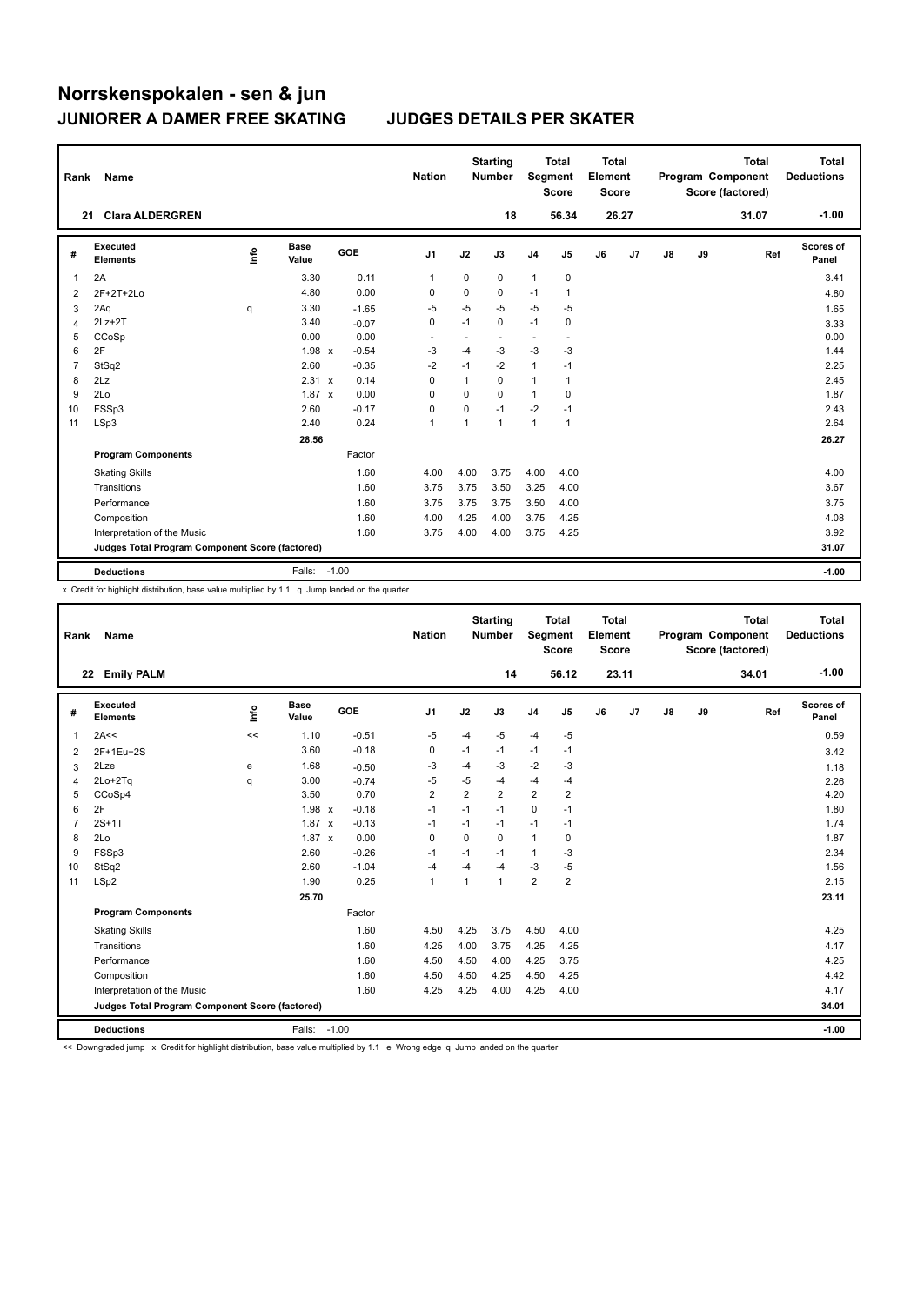# Norrskenspokalen - sen & jun

## JUNIORER A DAMER FREE SKATING　　JUDGES DETAILS PER SKATER

| Rank | Name | Nation | Starting Number | Total Segment Score | Total Element Score | Total Program Component Score (factored) | Total Deductions |
|---|---|---|---|---|---|---|---|
| 21 | Clara ALDERGREN | | 18 | 56.34 | 26.27 | 31.07 | -1.00 |

| # | Executed Elements | Info | Base Value | | GOE | J1 | J2 | J3 | J4 | J5 | J6 | J7 | J8 | J9 | Ref | Scores of Panel |
|---|---|---|---|---|---|---|---|---|---|---|---|---|---|---|---|---|
| 1 | 2A | | 3.30 | | 0.11 | 1 | 0 | 0 | 1 | 0 | | | | | | 3.41 |
| 2 | 2F+2T+2Lo | | 4.80 | | 0.00 | 0 | 0 | 0 | -1 | 1 | | | | | | 4.80 |
| 3 | 2Aq | q | 3.30 | | -1.65 | -5 | -5 | -5 | -5 | -5 | | | | | | 1.65 |
| 4 | 2Lz+2T | | 3.40 | | -0.07 | 0 | -1 | 0 | -1 | 0 | | | | | | 3.33 |
| 5 | CCoSp | | 0.00 | | 0.00 | - | - | - | - | - | | | | | | 0.00 |
| 6 | 2F | | 1.98 | x | -0.54 | -3 | -4 | -3 | -3 | -3 | | | | | | 1.44 |
| 7 | StSq2 | | 2.60 | | -0.35 | -2 | -1 | -2 | 1 | -1 | | | | | | 2.25 |
| 8 | 2Lz | | 2.31 | x | 0.14 | 0 | 1 | 0 | 1 | 1 | | | | | | 2.45 |
| 9 | 2Lo | | 1.87 | x | 0.00 | 0 | 0 | 0 | 1 | 0 | | | | | | 1.87 |
| 10 | FSSp3 | | 2.60 | | -0.17 | 0 | 0 | -1 | -2 | -1 | | | | | | 2.43 |
| 11 | LSp3 | | 2.40 | | 0.24 | 1 | 1 | 1 | 1 | 1 | | | | | | 2.64 |
| | | | 28.56 | | | | | | | | | | | | | 26.27 |
| | **Program Components** | | | | Factor | | | | | | | | | | | |
| | Skating Skills | | | | 1.60 | 4.00 | 4.00 | 3.75 | 4.00 | 4.00 | | | | | | 4.00 |
| | Transitions | | | | 1.60 | 3.75 | 3.75 | 3.50 | 3.25 | 4.00 | | | | | | 3.67 |
| | Performance | | | | 1.60 | 3.75 | 3.75 | 3.75 | 3.50 | 4.00 | | | | | | 3.75 |
| | Composition | | | | 1.60 | 4.00 | 4.25 | 4.00 | 3.75 | 4.25 | | | | | | 4.08 |
| | Interpretation of the Music | | | | 1.60 | 3.75 | 4.00 | 4.00 | 3.75 | 4.25 | | | | | | 3.92 |
| | **Judges Total Program Component Score (factored)** | | | | | | | | | | | | | | | 31.07 |
| | **Deductions** | | Falls: | | -1.00 | | | | | | | | | | | -1.00 |

x Credit for highlight distribution, base value multiplied by 1.1　q Jump landed on the quarter

| Rank | Name | Nation | Starting Number | Total Segment Score | Total Element Score | Total Program Component Score (factored) | Total Deductions |
|---|---|---|---|---|---|---|---|
| 22 | Emily PALM | | 14 | 56.12 | 23.11 | 34.01 | -1.00 |

| # | Executed Elements | Info | Base Value | | GOE | J1 | J2 | J3 | J4 | J5 | J6 | J7 | J8 | J9 | Ref | Scores of Panel |
|---|---|---|---|---|---|---|---|---|---|---|---|---|---|---|---|---|
| 1 | 2A<< | << | 1.10 | | -0.51 | -5 | -4 | -5 | -4 | -5 | | | | | | 0.59 |
| 2 | 2F+1Eu+2S | | 3.60 | | -0.18 | 0 | -1 | -1 | -1 | -1 | | | | | | 3.42 |
| 3 | 2Lze | e | 1.68 | | -0.50 | -3 | -4 | -3 | -2 | -3 | | | | | | 1.18 |
| 4 | 2Lo+2Tq | q | 3.00 | | -0.74 | -5 | -5 | -4 | -4 | -4 | | | | | | 2.26 |
| 5 | CCoSp4 | | 3.50 | | 0.70 | 2 | 2 | 2 | 2 | 2 | | | | | | 4.20 |
| 6 | 2F | | 1.98 | x | -0.18 | -1 | -1 | -1 | 0 | -1 | | | | | | 1.80 |
| 7 | 2S+1T | | 1.87 | x | -0.13 | -1 | -1 | -1 | -1 | -1 | | | | | | 1.74 |
| 8 | 2Lo | | 1.87 | x | 0.00 | 0 | 0 | 0 | 1 | 0 | | | | | | 1.87 |
| 9 | FSSp3 | | 2.60 | | -0.26 | -1 | -1 | -1 | 1 | -3 | | | | | | 2.34 |
| 10 | StSq2 | | 2.60 | | -1.04 | -4 | -4 | -4 | -3 | -5 | | | | | | 1.56 |
| 11 | LSp2 | | 1.90 | | 0.25 | 1 | 1 | 1 | 2 | 2 | | | | | | 2.15 |
| | | | 25.70 | | | | | | | | | | | | | 23.11 |
| | **Program Components** | | | | Factor | | | | | | | | | | | |
| | Skating Skills | | | | 1.60 | 4.50 | 4.25 | 3.75 | 4.50 | 4.00 | | | | | | 4.25 |
| | Transitions | | | | 1.60 | 4.25 | 4.00 | 3.75 | 4.25 | 4.25 | | | | | | 4.17 |
| | Performance | | | | 1.60 | 4.50 | 4.50 | 4.00 | 4.25 | 3.75 | | | | | | 4.25 |
| | Composition | | | | 1.60 | 4.50 | 4.50 | 4.25 | 4.50 | 4.25 | | | | | | 4.42 |
| | Interpretation of the Music | | | | 1.60 | 4.25 | 4.25 | 4.00 | 4.25 | 4.00 | | | | | | 4.17 |
| | **Judges Total Program Component Score (factored)** | | | | | | | | | | | | | | | 34.01 |
| | **Deductions** | | Falls: | | -1.00 | | | | | | | | | | | -1.00 |

<< Downgraded jump　x Credit for highlight distribution, base value multiplied by 1.1　e Wrong edge　q Jump landed on the quarter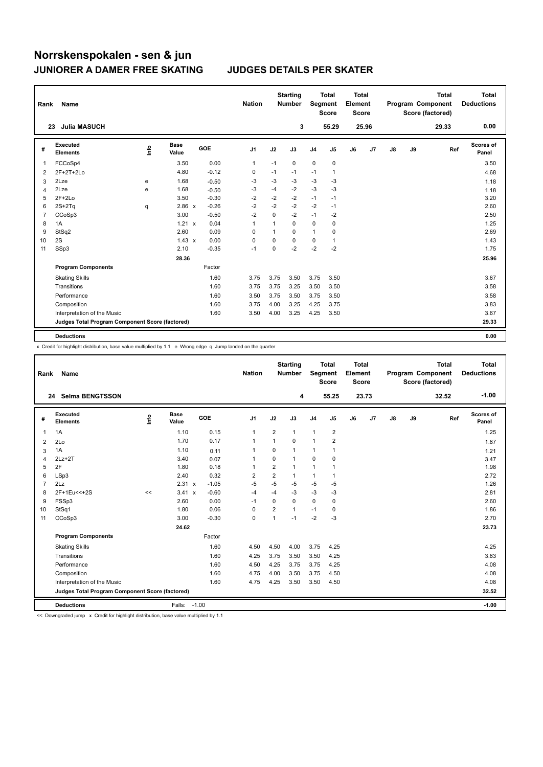# Norrskenspokalen - sen & jun

## JUNIORER A DAMER FREE SKATING — JUDGES DETAILS PER SKATER

| Rank | Name | Nation | Starting Number | Total Segment Score | Total Element Score | Total Program Component Score (factored) | Total Deductions |
|---|---|---|---|---|---|---|---|
| 23 | Julia MASUCH | | 3 | 55.29 | 25.96 | 29.33 | 0.00 |

| # | Executed Elements | Info | Base Value | | GOE | J1 | J2 | J3 | J4 | J5 | J6 | J7 | J8 | J9 | Ref | Scores of Panel |
|---|---|---|---|---|---|---|---|---|---|---|---|---|---|---|---|---|
| 1 | FCCoSp4 | | 3.50 | | 0.00 | 1 | -1 | 0 | 0 | 0 | | | | | | 3.50 |
| 2 | 2F+2T+2Lo | | 4.80 | | -0.12 | 0 | -1 | -1 | -1 | 1 | | | | | | 4.68 |
| 3 | 2Lze | e | 1.68 | | -0.50 | -3 | -3 | -3 | -3 | -3 | | | | | | 1.18 |
| 4 | 2Lze | e | 1.68 | | -0.50 | -3 | -4 | -2 | -3 | -3 | | | | | | 1.18 |
| 5 | 2F+2Lo | | 3.50 | | -0.30 | -2 | -2 | -2 | -1 | -1 | | | | | | 3.20 |
| 6 | 2S+2Tq | q | 2.86 | x | -0.26 | -2 | -2 | -2 | -2 | -1 | | | | | | 2.60 |
| 7 | CCoSp3 | | 3.00 | | -0.50 | -2 | 0 | -2 | -1 | -2 | | | | | | 2.50 |
| 8 | 1A | | 1.21 | x | 0.04 | 1 | 1 | 0 | 0 | 0 | | | | | | 1.25 |
| 9 | StSq2 | | 2.60 | | 0.09 | 0 | 1 | 0 | 1 | 0 | | | | | | 2.69 |
| 10 | 2S | | 1.43 | x | 0.00 | 0 | 0 | 0 | 0 | 1 | | | | | | 1.43 |
| 11 | SSp3 | | 2.10 | | -0.35 | -1 | 0 | -2 | -2 | -2 | | | | | | 1.75 |
| | | | 28.36 | | | | | | | | | | | | | 25.96 |
| | **Program Components** | | | | Factor | | | | | | | | | | | |
| | Skating Skills | | | | 1.60 | 3.75 | 3.75 | 3.50 | 3.75 | 3.50 | | | | | | 3.67 |
| | Transitions | | | | 1.60 | 3.75 | 3.75 | 3.25 | 3.50 | 3.50 | | | | | | 3.58 |
| | Performance | | | | 1.60 | 3.50 | 3.75 | 3.50 | 3.75 | 3.50 | | | | | | 3.58 |
| | Composition | | | | 1.60 | 3.75 | 4.00 | 3.25 | 4.25 | 3.75 | | | | | | 3.83 |
| | Interpretation of the Music | | | | 1.60 | 3.50 | 4.00 | 3.25 | 4.25 | 3.50 | | | | | | 3.67 |
| | **Judges Total Program Component Score (factored)** | | | | | | | | | | | | | | | 29.33 |
| | **Deductions** | | | | | | | | | | | | | | | 0.00 |

x Credit for highlight distribution, base value multiplied by 1.1 e Wrong edge q Jump landed on the quarter

| Rank | Name | Nation | Starting Number | Total Segment Score | Total Element Score | Total Program Component Score (factored) | Total Deductions |
|---|---|---|---|---|---|---|---|
| 24 | Selma BENGTSSON | | 4 | 55.25 | 23.73 | 32.52 | -1.00 |

| # | Executed Elements | Info | Base Value | | GOE | J1 | J2 | J3 | J4 | J5 | J6 | J7 | J8 | J9 | Ref | Scores of Panel |
|---|---|---|---|---|---|---|---|---|---|---|---|---|---|---|---|---|
| 1 | 1A | | 1.10 | | 0.15 | 1 | 2 | 1 | 1 | 2 | | | | | | 1.25 |
| 2 | 2Lo | | 1.70 | | 0.17 | 1 | 1 | 0 | 1 | 2 | | | | | | 1.87 |
| 3 | 1A | | 1.10 | | 0.11 | 1 | 0 | 1 | 1 | 1 | | | | | | 1.21 |
| 4 | 2Lz+2T | | 3.40 | | 0.07 | 1 | 0 | 1 | 0 | 0 | | | | | | 3.47 |
| 5 | 2F | | 1.80 | | 0.18 | 1 | 2 | 1 | 1 | 1 | | | | | | 1.98 |
| 6 | LSp3 | | 2.40 | | 0.32 | 2 | 2 | 1 | 1 | 1 | | | | | | 2.72 |
| 7 | 2Lz | | 2.31 | x | -1.05 | -5 | -5 | -5 | -5 | -5 | | | | | | 1.26 |
| 8 | 2F+1Eu<<+2S | << | 3.41 | x | -0.60 | -4 | -4 | -3 | -3 | -3 | | | | | | 2.81 |
| 9 | FSSp3 | | 2.60 | | 0.00 | -1 | 0 | 0 | 0 | 0 | | | | | | 2.60 |
| 10 | StSq1 | | 1.80 | | 0.06 | 0 | 2 | 1 | -1 | 0 | | | | | | 1.86 |
| 11 | CCoSp3 | | 3.00 | | -0.30 | 0 | 1 | -1 | -2 | -3 | | | | | | 2.70 |
| | | | 24.62 | | | | | | | | | | | | | 23.73 |
| | **Program Components** | | | | Factor | | | | | | | | | | | |
| | Skating Skills | | | | 1.60 | 4.50 | 4.50 | 4.00 | 3.75 | 4.25 | | | | | | 4.25 |
| | Transitions | | | | 1.60 | 4.25 | 3.75 | 3.50 | 3.50 | 4.25 | | | | | | 3.83 |
| | Performance | | | | 1.60 | 4.50 | 4.25 | 3.75 | 3.75 | 4.25 | | | | | | 4.08 |
| | Composition | | | | 1.60 | 4.75 | 4.00 | 3.50 | 3.75 | 4.50 | | | | | | 4.08 |
| | Interpretation of the Music | | | | 1.60 | 4.75 | 4.25 | 3.50 | 3.50 | 4.50 | | | | | | 4.08 |
| | **Judges Total Program Component Score (factored)** | | | | | | | | | | | | | | | 32.52 |
| | **Deductions** | | Falls: | -1.00 | | | | | | | | | | | | -1.00 |

<< Downgraded jump x Credit for highlight distribution, base value multiplied by 1.1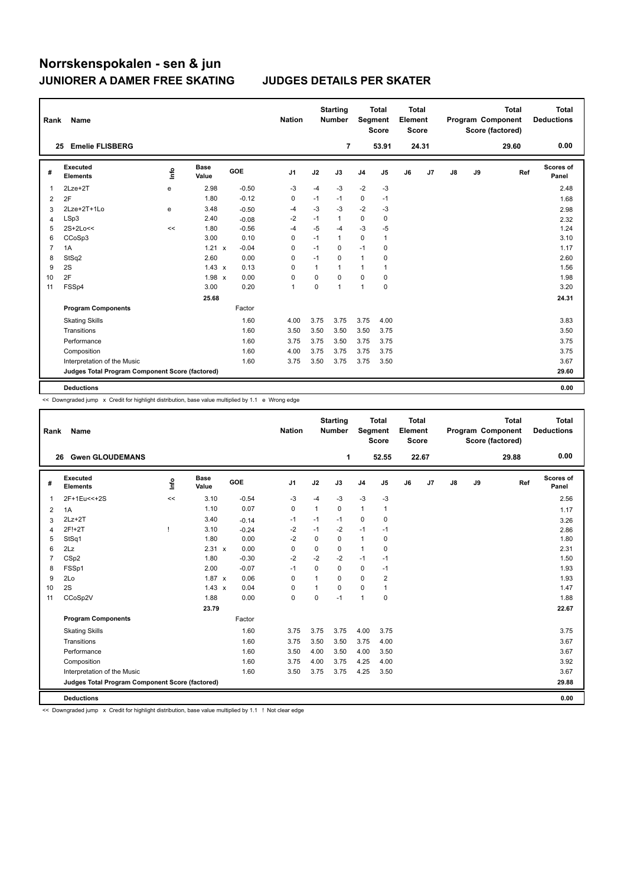# Norrskenspokalen - sen & jun

## JUNIORER A DAMER FREE SKATING    JUDGES DETAILS PER SKATER

| Rank | Name | | | | Nation | | Starting Number | | Total Segment Score | Total Element Score | | | | Total Program Component Score (factored) | Total Deductions |
|---|---|---|---|---|---|---|---|---|---|---|---|---|---|---|---|
| 25 | Emelie FLISBERG | | | | | | 7 | | 53.91 | 24.31 | | | | 29.60 | 0.00 |

| # | Executed Elements | Info | Base Value | | GOE | J1 | J2 | J3 | J4 | J5 | J6 | J7 | J8 | J9 | Ref | Scores of Panel |
|---|---|---|---|---|---|---|---|---|---|---|---|---|---|---|---|---|
| 1 | 2Lze+2T | e | 2.98 | | -0.50 | -3 | -4 | -3 | -2 | -3 | | | | | | 2.48 |
| 2 | 2F | | 1.80 | | -0.12 | 0 | -1 | -1 | 0 | -1 | | | | | | 1.68 |
| 3 | 2Lze+2T+1Lo | e | 3.48 | | -0.50 | -4 | -3 | -3 | -2 | -3 | | | | | | 2.98 |
| 4 | LSp3 | | 2.40 | | -0.08 | -2 | -1 | 1 | 0 | 0 | | | | | | 2.32 |
| 5 | 2S+2Lo<< | << | 1.80 | | -0.56 | -4 | -5 | -4 | -3 | -5 | | | | | | 1.24 |
| 6 | CCoSp3 | | 3.00 | | 0.10 | 0 | -1 | 1 | 0 | 1 | | | | | | 3.10 |
| 7 | 1A | | 1.21 | x | -0.04 | 0 | -1 | 0 | -1 | 0 | | | | | | 1.17 |
| 8 | StSq2 | | 2.60 | | 0.00 | 0 | -1 | 0 | 1 | 0 | | | | | | 2.60 |
| 9 | 2S | | 1.43 | x | 0.13 | 0 | 1 | 1 | 1 | 1 | | | | | | 1.56 |
| 10 | 2F | | 1.98 | x | 0.00 | 0 | 0 | 0 | 0 | 0 | | | | | | 1.98 |
| 11 | FSSp4 | | 3.00 | | 0.20 | 1 | 0 | 1 | 1 | 0 | | | | | | 3.20 |
| | | | 25.68 | | | | | | | | | | | | | 24.31 |
| | **Program Components** | | | | Factor | | | | | | | | | | | |
| | Skating Skills | | | | 1.60 | 4.00 | 3.75 | 3.75 | 3.75 | 4.00 | | | | | | 3.83 |
| | Transitions | | | | 1.60 | 3.50 | 3.50 | 3.50 | 3.50 | 3.75 | | | | | | 3.50 |
| | Performance | | | | 1.60 | 3.75 | 3.75 | 3.50 | 3.75 | 3.75 | | | | | | 3.75 |
| | Composition | | | | 1.60 | 4.00 | 3.75 | 3.75 | 3.75 | 3.75 | | | | | | 3.75 |
| | Interpretation of the Music | | | | 1.60 | 3.75 | 3.50 | 3.75 | 3.75 | 3.50 | | | | | | 3.67 |
| | **Judges Total Program Component Score (factored)** | | | | | | | | | | | | | | | 29.60 |
| | **Deductions** | | | | | | | | | | | | | | | 0.00 |

<< Downgraded jump x Credit for highlight distribution, base value multiplied by 1.1 e Wrong edge

| Rank | Name | | | | Nation | | Starting Number | | Total Segment Score | Total Element Score | | | | Total Program Component Score (factored) | Total Deductions |
|---|---|---|---|---|---|---|---|---|---|---|---|---|---|---|---|
| 26 | Gwen GLOUDEMANS | | | | | | 1 | | 52.55 | 22.67 | | | | 29.88 | 0.00 |

| # | Executed Elements | Info | Base Value | | GOE | J1 | J2 | J3 | J4 | J5 | J6 | J7 | J8 | J9 | Ref | Scores of Panel |
|---|---|---|---|---|---|---|---|---|---|---|---|---|---|---|---|---|
| 1 | 2F+1Eu<<+2S | << | 3.10 | | -0.54 | -3 | -4 | -3 | -3 | -3 | | | | | | 2.56 |
| 2 | 1A | | 1.10 | | 0.07 | 0 | 1 | 0 | 1 | 1 | | | | | | 1.17 |
| 3 | 2Lz+2T | | 3.40 | | -0.14 | -1 | -1 | -1 | 0 | 0 | | | | | | 3.26 |
| 4 | 2F!+2T | ! | 3.10 | | -0.24 | -2 | -1 | -2 | -1 | -1 | | | | | | 2.86 |
| 5 | StSq1 | | 1.80 | | 0.00 | -2 | 0 | 0 | 1 | 0 | | | | | | 1.80 |
| 6 | 2Lz | | 2.31 | x | 0.00 | 0 | 0 | 0 | 1 | 0 | | | | | | 2.31 |
| 7 | CSp2 | | 1.80 | | -0.30 | -2 | -2 | -2 | -1 | -1 | | | | | | 1.50 |
| 8 | FSSp1 | | 2.00 | | -0.07 | -1 | 0 | 0 | 0 | -1 | | | | | | 1.93 |
| 9 | 2Lo | | 1.87 | x | 0.06 | 0 | 1 | 0 | 0 | 2 | | | | | | 1.93 |
| 10 | 2S | | 1.43 | x | 0.04 | 0 | 1 | 0 | 0 | 1 | | | | | | 1.47 |
| 11 | CCoSp2V | | 1.88 | | 0.00 | 0 | 0 | -1 | 1 | 0 | | | | | | 1.88 |
| | | | 23.79 | | | | | | | | | | | | | 22.67 |
| | **Program Components** | | | | Factor | | | | | | | | | | | |
| | Skating Skills | | | | 1.60 | 3.75 | 3.75 | 3.75 | 4.00 | 3.75 | | | | | | 3.75 |
| | Transitions | | | | 1.60 | 3.75 | 3.50 | 3.50 | 3.75 | 4.00 | | | | | | 3.67 |
| | Performance | | | | 1.60 | 3.50 | 4.00 | 3.50 | 4.00 | 3.50 | | | | | | 3.67 |
| | Composition | | | | 1.60 | 3.75 | 4.00 | 3.75 | 4.25 | 4.00 | | | | | | 3.92 |
| | Interpretation of the Music | | | | 1.60 | 3.50 | 3.75 | 3.75 | 4.25 | 3.50 | | | | | | 3.67 |
| | **Judges Total Program Component Score (factored)** | | | | | | | | | | | | | | | 29.88 |
| | **Deductions** | | | | | | | | | | | | | | | 0.00 |

<< Downgraded jump x Credit for highlight distribution, base value multiplied by 1.1 ! Not clear edge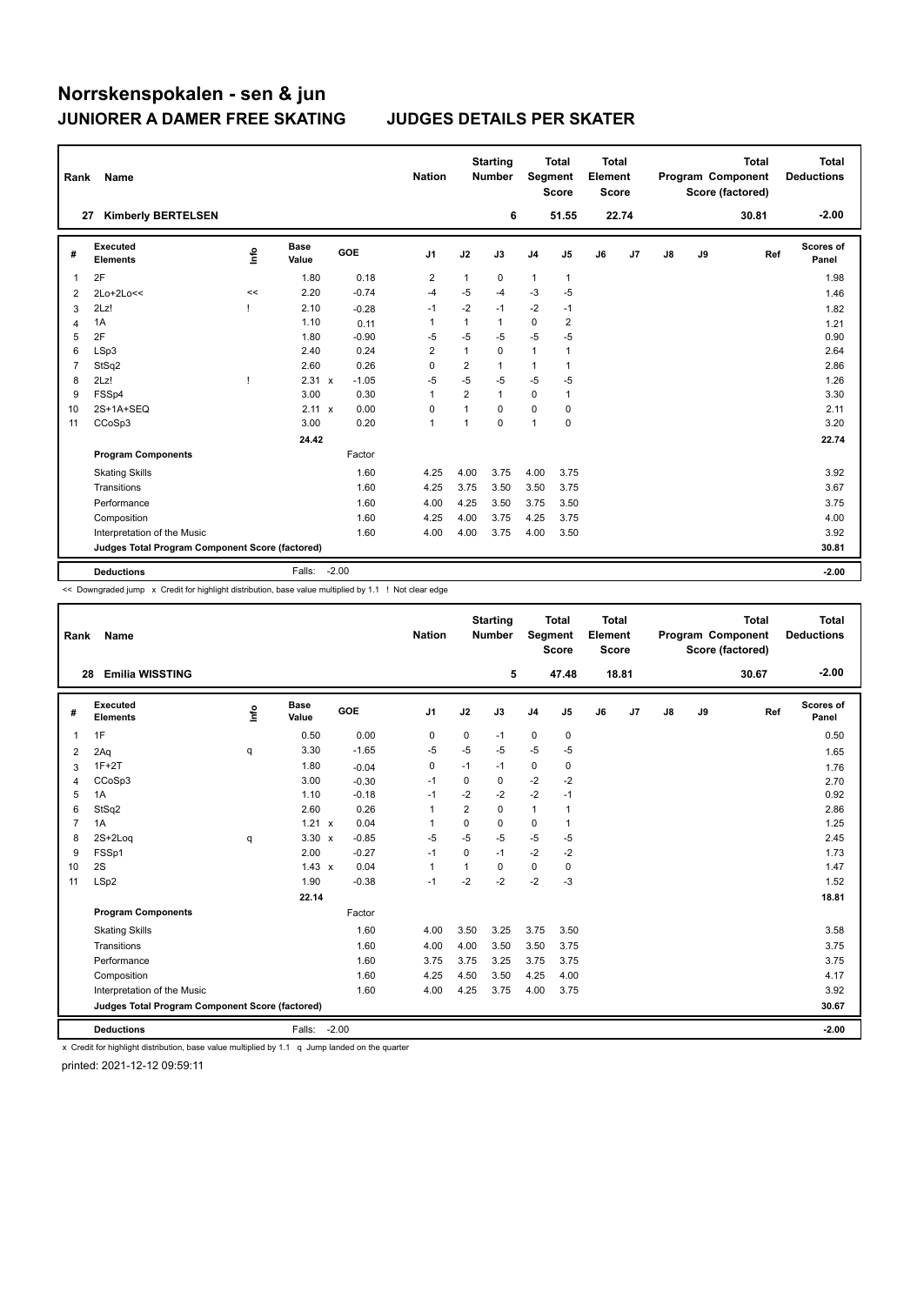# Norrskenspokalen - sen & jun

## JUNIORER A DAMER FREE SKATING

## JUDGES DETAILS PER SKATER

| Rank | Name | Nation | Starting Number | Total Segment Score | Total Element Score | Total Program Component Score (factored) | Total Deductions |
|---|---|---|---|---|---|---|---|
| 27 | Kimberly BERTELSEN | | 6 | 51.55 | 22.74 | 30.81 | -2.00 |

| # | Executed Elements | Info | Base Value | | GOE | J1 | J2 | J3 | J4 | J5 | J6 | J7 | J8 | J9 | Ref | Scores of Panel |
|---|---|---|---|---|---|---|---|---|---|---|---|---|---|---|---|---|
| 1 | 2F | | 1.80 | | 0.18 | 2 | 1 | 0 | 1 | 1 | | | | | | 1.98 |
| 2 | 2Lo+2Lo<< | << | 2.20 | | -0.74 | -4 | -5 | -4 | -3 | -5 | | | | | | 1.46 |
| 3 | 2Lz! | ! | 2.10 | | -0.28 | -1 | -2 | -1 | -2 | -1 | | | | | | 1.82 |
| 4 | 1A | | 1.10 | | 0.11 | 1 | 1 | 1 | 0 | 2 | | | | | | 1.21 |
| 5 | 2F | | 1.80 | | -0.90 | -5 | -5 | -5 | -5 | -5 | | | | | | 0.90 |
| 6 | LSp3 | | 2.40 | | 0.24 | 2 | 1 | 0 | 1 | 1 | | | | | | 2.64 |
| 7 | StSq2 | | 2.60 | | 0.26 | 0 | 2 | 1 | 1 | 1 | | | | | | 2.86 |
| 8 | 2Lz! | ! | 2.31 | x | -1.05 | -5 | -5 | -5 | -5 | -5 | | | | | | 1.26 |
| 9 | FSSp4 | | 3.00 | | 0.30 | 1 | 2 | 1 | 0 | 1 | | | | | | 3.30 |
| 10 | 2S+1A+SEQ | | 2.11 | x | 0.00 | 0 | 1 | 0 | 0 | 0 | | | | | | 2.11 |
| 11 | CCoSp3 | | 3.00 | | 0.20 | 1 | 1 | 0 | 1 | 0 | | | | | | 3.20 |
| | | | 24.42 | | | | | | | | | | | | | 22.74 |
| | **Program Components** | | | | Factor | | | | | | | | | | | |
| | Skating Skills | | | | 1.60 | 4.25 | 4.00 | 3.75 | 4.00 | 3.75 | | | | | | 3.92 |
| | Transitions | | | | 1.60 | 4.25 | 3.75 | 3.50 | 3.50 | 3.75 | | | | | | 3.67 |
| | Performance | | | | 1.60 | 4.00 | 4.25 | 3.50 | 3.75 | 3.50 | | | | | | 3.75 |
| | Composition | | | | 1.60 | 4.25 | 4.00 | 3.75 | 4.25 | 3.75 | | | | | | 4.00 |
| | Interpretation of the Music | | | | 1.60 | 4.00 | 4.00 | 3.75 | 4.00 | 3.50 | | | | | | 3.92 |
| | **Judges Total Program Component Score (factored)** | | | | | | | | | | | | | | | 30.81 |
| | **Deductions** | | Falls: | | -2.00 | | | | | | | | | | | -2.00 |

<< Downgraded jump x Credit for highlight distribution, base value multiplied by 1.1 ! Not clear edge

| Rank | Name | Nation | Starting Number | Total Segment Score | Total Element Score | Total Program Component Score (factored) | Total Deductions |
|---|---|---|---|---|---|---|---|
| 28 | Emilia WISSTING | | 5 | 47.48 | 18.81 | 30.67 | -2.00 |

| # | Executed Elements | Info | Base Value | | GOE | J1 | J2 | J3 | J4 | J5 | J6 | J7 | J8 | J9 | Ref | Scores of Panel |
|---|---|---|---|---|---|---|---|---|---|---|---|---|---|---|---|---|
| 1 | 1F | | 0.50 | | 0.00 | 0 | 0 | -1 | 0 | 0 | | | | | | 0.50 |
| 2 | 2Aq | q | 3.30 | | -1.65 | -5 | -5 | -5 | -5 | -5 | | | | | | 1.65 |
| 3 | 1F+2T | | 1.80 | | -0.04 | 0 | -1 | -1 | 0 | 0 | | | | | | 1.76 |
| 4 | CCoSp3 | | 3.00 | | -0.30 | -1 | 0 | 0 | -2 | -2 | | | | | | 2.70 |
| 5 | 1A | | 1.10 | | -0.18 | -1 | -2 | -2 | -2 | -1 | | | | | | 0.92 |
| 6 | StSq2 | | 2.60 | | 0.26 | 1 | 2 | 0 | 1 | 1 | | | | | | 2.86 |
| 7 | 1A | | 1.21 | x | 0.04 | 1 | 0 | 0 | 0 | 1 | | | | | | 1.25 |
| 8 | 2S+2Loq | q | 3.30 | x | -0.85 | -5 | -5 | -5 | -5 | -5 | | | | | | 2.45 |
| 9 | FSSp1 | | 2.00 | | -0.27 | -1 | 0 | -1 | -2 | -2 | | | | | | 1.73 |
| 10 | 2S | | 1.43 | x | 0.04 | 1 | 1 | 0 | 0 | 0 | | | | | | 1.47 |
| 11 | LSp2 | | 1.90 | | -0.38 | -1 | -2 | -2 | -2 | -3 | | | | | | 1.52 |
| | | | 22.14 | | | | | | | | | | | | | 18.81 |
| | **Program Components** | | | | Factor | | | | | | | | | | | |
| | Skating Skills | | | | 1.60 | 4.00 | 3.50 | 3.25 | 3.75 | 3.50 | | | | | | 3.58 |
| | Transitions | | | | 1.60 | 4.00 | 4.00 | 3.50 | 3.50 | 3.75 | | | | | | 3.75 |
| | Performance | | | | 1.60 | 3.75 | 3.75 | 3.25 | 3.75 | 3.75 | | | | | | 3.75 |
| | Composition | | | | 1.60 | 4.25 | 4.50 | 3.50 | 4.25 | 4.00 | | | | | | 4.17 |
| | Interpretation of the Music | | | | 1.60 | 4.00 | 4.25 | 3.75 | 4.00 | 3.75 | | | | | | 3.92 |
| | **Judges Total Program Component Score (factored)** | | | | | | | | | | | | | | | 30.67 |
| | **Deductions** | | Falls: | | -2.00 | | | | | | | | | | | -2.00 |

x Credit for highlight distribution, base value multiplied by 1.1 q Jump landed on the quarter

printed: 2021-12-12 09:59:11